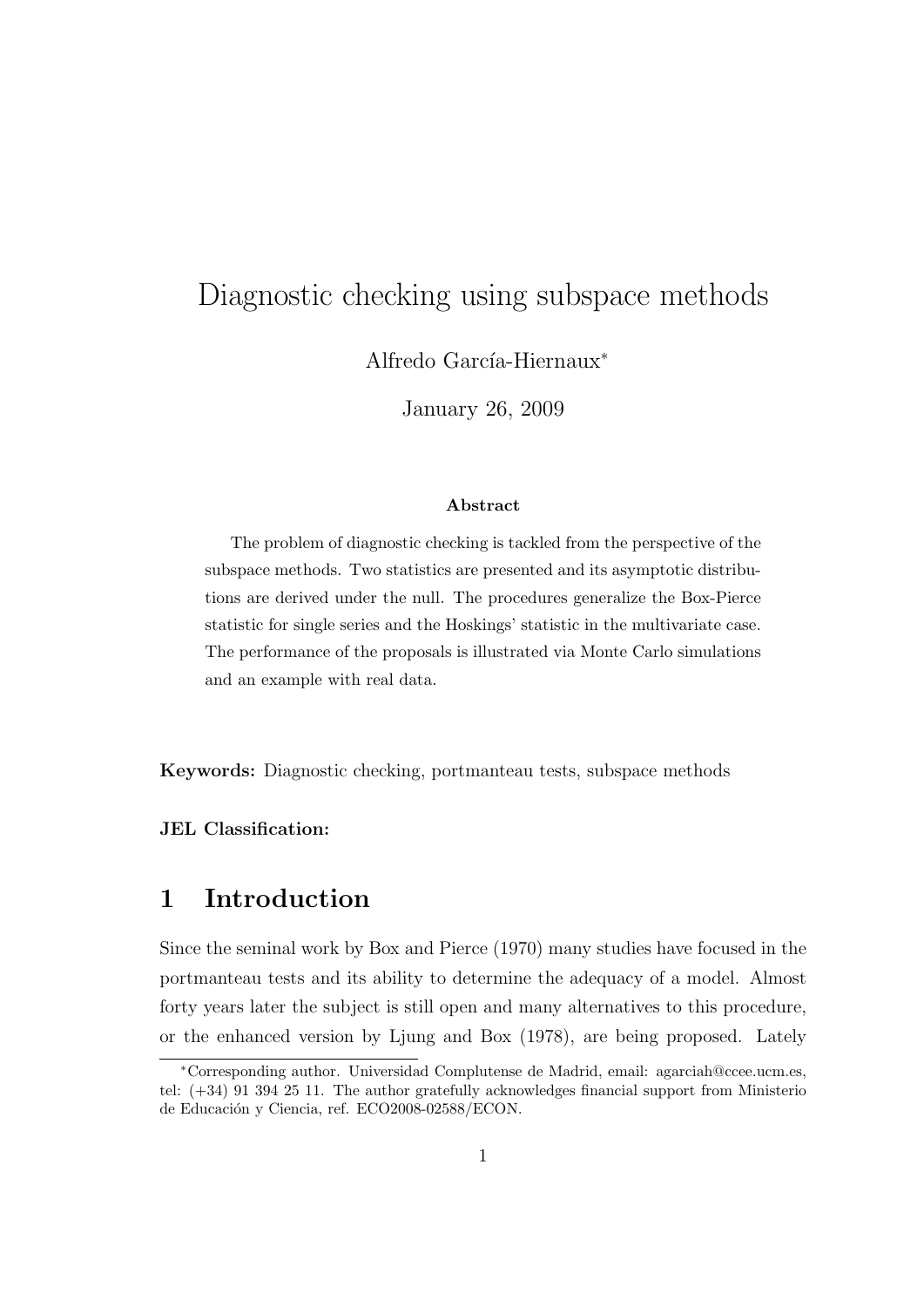# Diagnostic checking using subspace methods

Alfredo García-Hiernaux*

January 26, 2009

**Abstract**

The problem of diagnostic checking is tackled from the perspective of the subspace methods. Two statistics are presented and its asymptotic distributions are derived under the null. The procedures generalize the Box-Pierce statistic for single series and the Hoskings' statistic in the multivariate case. The performance of the proposals is illustrated via Monte Carlo simulations and an example with real data.

**Keywords:** Diagnostic checking, portmanteau tests, subspace methods

**JEL Classification:**

## 1 Introduction

Since the seminal work by Box and Pierce (1970) many studies have focused in the portmanteau tests and its ability to determine the adequacy of a model. Almost forty years later the subject is still open and many alternatives to this procedure, or the enhanced version by Ljung and Box (1978), are being proposed. Lately

*Corresponding author. Universidad Complutense de Madrid, email: agarciah@ccee.ucm.es, tel: (+34) 91 394 25 11. The author gratefully acknowledges financial support from Ministerio de Educación y Ciencia, ref. ECO2008-02588/ECON.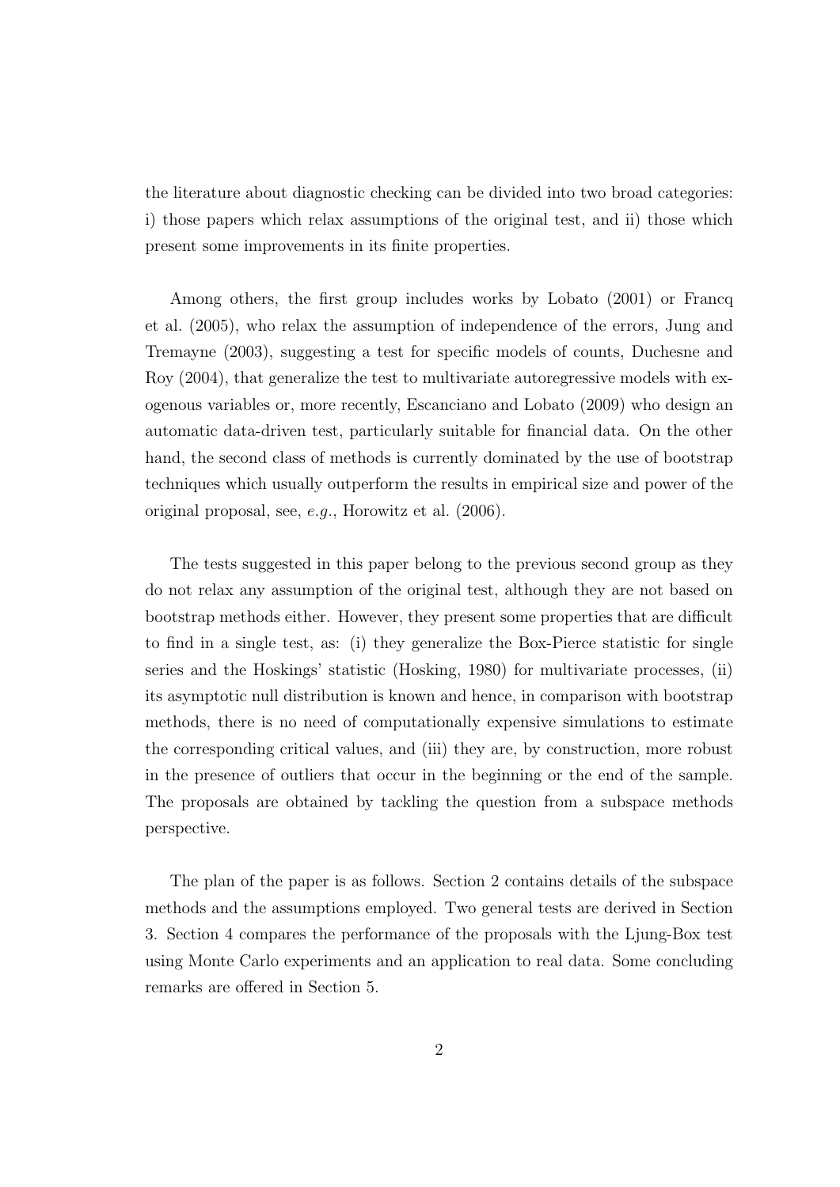the literature about diagnostic checking can be divided into two broad categories: i) those papers which relax assumptions of the original test, and ii) those which present some improvements in its finite properties.

Among others, the first group includes works by Lobato (2001) or Francq et al. (2005), who relax the assumption of independence of the errors, Jung and Tremayne (2003), suggesting a test for specific models of counts, Duchesne and Roy (2004), that generalize the test to multivariate autoregressive models with exogenous variables or, more recently, Escanciano and Lobato (2009) who design an automatic data-driven test, particularly suitable for financial data. On the other hand, the second class of methods is currently dominated by the use of bootstrap techniques which usually outperform the results in empirical size and power of the original proposal, see, *e.g.*, Horowitz et al. (2006).

The tests suggested in this paper belong to the previous second group as they do not relax any assumption of the original test, although they are not based on bootstrap methods either. However, they present some properties that are difficult to find in a single test, as: (i) they generalize the Box-Pierce statistic for single series and the Hoskings' statistic (Hosking, 1980) for multivariate processes, (ii) its asymptotic null distribution is known and hence, in comparison with bootstrap methods, there is no need of computationally expensive simulations to estimate the corresponding critical values, and (iii) they are, by construction, more robust in the presence of outliers that occur in the beginning or the end of the sample. The proposals are obtained by tackling the question from a subspace methods perspective.

The plan of the paper is as follows. Section 2 contains details of the subspace methods and the assumptions employed. Two general tests are derived in Section 3. Section 4 compares the performance of the proposals with the Ljung-Box test using Monte Carlo experiments and an application to real data. Some concluding remarks are offered in Section 5.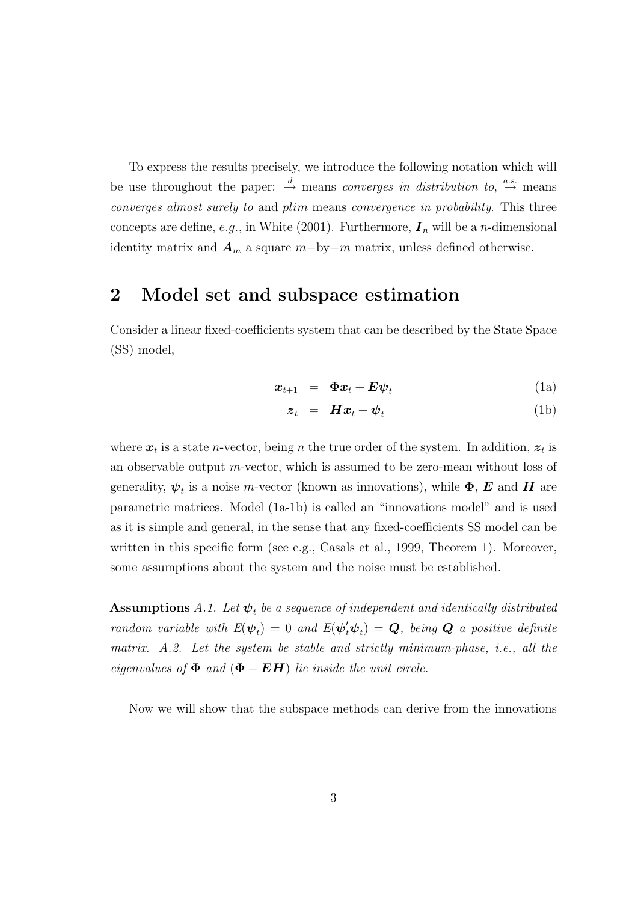To express the results precisely, we introduce the following notation which will be use throughout the paper: $\xrightarrow{d}$ means *converges in distribution to*, $\xrightarrow{a.s.}$ means *converges almost surely to* and *plim* means *convergence in probability*. This three concepts are define, *e.g.*, in White (2001). Furthermore, $\boldsymbol{I}_n$ will be a $n$-dimensional identity matrix and $\boldsymbol{A}_m$ a square $m-$by$-m$ matrix, unless defined otherwise.

## 2 Model set and subspace estimation

Consider a linear fixed-coefficients system that can be described by the State Space (SS) model,

$$\boldsymbol{x}_{t+1} = \boldsymbol{\Phi}\boldsymbol{x}_t + \boldsymbol{E}\boldsymbol{\psi}_t \tag{1a}$$

$$\boldsymbol{z}_t = \boldsymbol{H}\boldsymbol{x}_t + \boldsymbol{\psi}_t \tag{1b}$$

where $\boldsymbol{x}_t$ is a state $n$-vector, being $n$ the true order of the system. In addition, $\boldsymbol{z}_t$ is an observable output $m$-vector, which is assumed to be zero-mean without loss of generality, $\boldsymbol{\psi}_t$ is a noise $m$-vector (known as innovations), while $\boldsymbol{\Phi}$, $\boldsymbol{E}$ and $\boldsymbol{H}$ are parametric matrices. Model (1a-1b) is called an "innovations model" and is used as it is simple and general, in the sense that any fixed-coefficients SS model can be written in this specific form (see e.g., Casals et al., 1999, Theorem 1). Moreover, some assumptions about the system and the noise must be established.

**Assumptions** *A.1. Let $\boldsymbol{\psi}_t$ be a sequence of independent and identically distributed random variable with $E(\boldsymbol{\psi}_t) = 0$ and $E(\boldsymbol{\psi}_t'\boldsymbol{\psi}_t) = \boldsymbol{Q}$, being $\boldsymbol{Q}$ a positive definite matrix. A.2. Let the system be stable and strictly minimum-phase, i.e., all the eigenvalues of $\boldsymbol{\Phi}$ and $(\boldsymbol{\Phi} - \boldsymbol{E}\boldsymbol{H})$ lie inside the unit circle.*

Now we will show that the subspace methods can derive from the innovations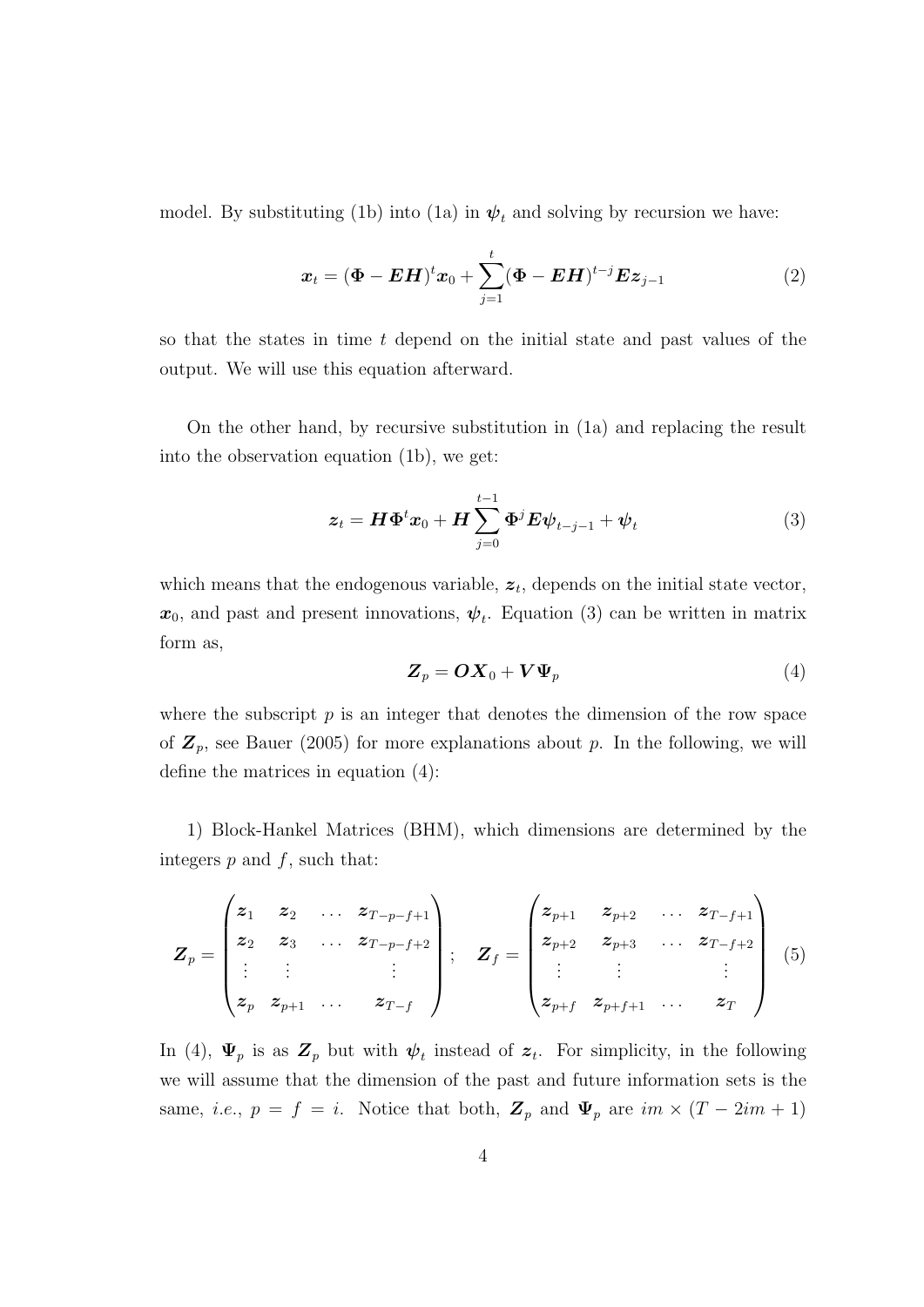model. By substituting (1b) into (1a) in $\boldsymbol{\psi}_t$ and solving by recursion we have:

$$\boldsymbol{x}_t = (\boldsymbol{\Phi} - \boldsymbol{E}\boldsymbol{H})^t \boldsymbol{x}_0 + \sum_{j=1}^{t} (\boldsymbol{\Phi} - \boldsymbol{E}\boldsymbol{H})^{t-j} \boldsymbol{E} \boldsymbol{z}_{j-1} \tag{2}$$

so that the states in time $t$ depend on the initial state and past values of the output. We will use this equation afterward.

On the other hand, by recursive substitution in (1a) and replacing the result into the observation equation (1b), we get:

$$\boldsymbol{z}_t = \boldsymbol{H}\boldsymbol{\Phi}^t \boldsymbol{x}_0 + \boldsymbol{H} \sum_{j=0}^{t-1} \boldsymbol{\Phi}^j \boldsymbol{E} \boldsymbol{\psi}_{t-j-1} + \boldsymbol{\psi}_t \tag{3}$$

which means that the endogenous variable, $\boldsymbol{z}_t$, depends on the initial state vector, $\boldsymbol{x}_0$, and past and present innovations, $\boldsymbol{\psi}_t$. Equation (3) can be written in matrix form as,

$$\boldsymbol{Z}_p = \boldsymbol{O}\boldsymbol{X}_0 + \boldsymbol{V}\boldsymbol{\Psi}_p \tag{4}$$

where the subscript $p$ is an integer that denotes the dimension of the row space of $\boldsymbol{Z}_p$, see Bauer (2005) for more explanations about $p$. In the following, we will define the matrices in equation (4):

1) Block-Hankel Matrices (BHM), which dimensions are determined by the integers $p$ and $f$, such that:

$$\boldsymbol{Z}_p = \begin{pmatrix} \boldsymbol{z}_1 & \boldsymbol{z}_2 & \dots & \boldsymbol{z}_{T-p-f+1} \\ \boldsymbol{z}_2 & \boldsymbol{z}_3 & \dots & \boldsymbol{z}_{T-p-f+2} \\ \vdots & \vdots & & \vdots \\ \boldsymbol{z}_p & \boldsymbol{z}_{p+1} & \dots & \boldsymbol{z}_{T-f} \end{pmatrix}; \quad \boldsymbol{Z}_f = \begin{pmatrix} \boldsymbol{z}_{p+1} & \boldsymbol{z}_{p+2} & \dots & \boldsymbol{z}_{T-f+1} \\ \boldsymbol{z}_{p+2} & \boldsymbol{z}_{p+3} & \dots & \boldsymbol{z}_{T-f+2} \\ \vdots & \vdots & & \vdots \\ \boldsymbol{z}_{p+f} & \boldsymbol{z}_{p+f+1} & \dots & \boldsymbol{z}_T \end{pmatrix} \tag{5}$$

In (4), $\boldsymbol{\Psi}_p$ is as $\boldsymbol{Z}_p$ but with $\boldsymbol{\psi}_t$ instead of $\boldsymbol{z}_t$. For simplicity, in the following we will assume that the dimension of the past and future information sets is the same, *i.e.*, $p = f = i$. Notice that both, $\boldsymbol{Z}_p$ and $\boldsymbol{\Psi}_p$ are $im \times (T - 2im + 1)$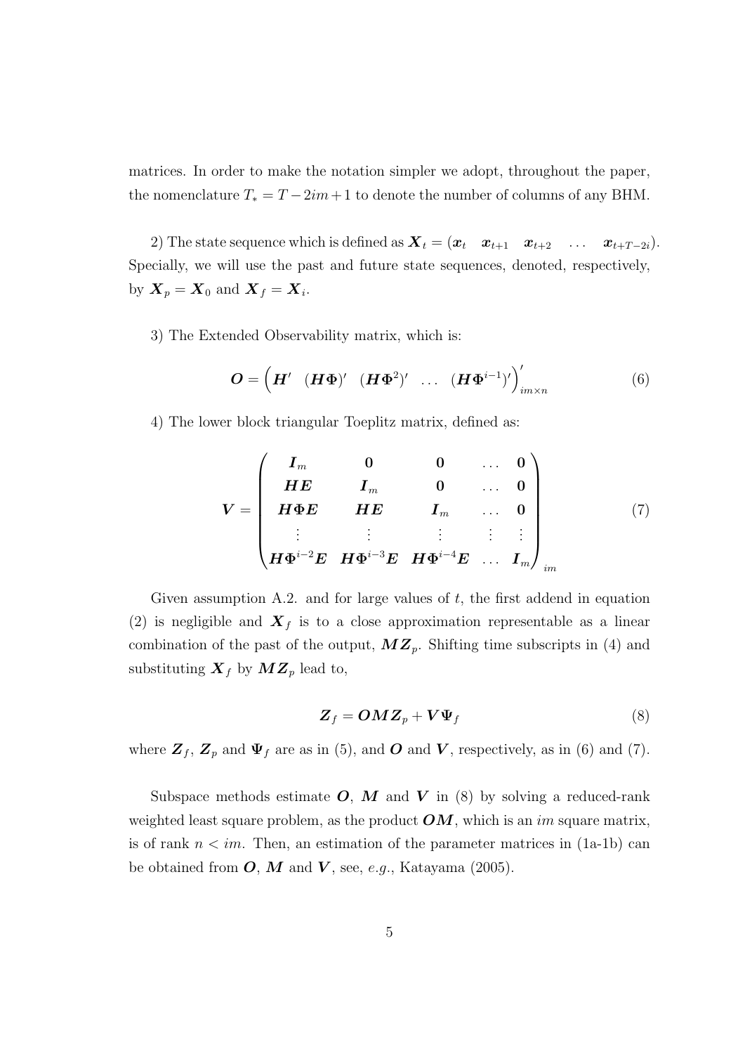matrices. In order to make the notation simpler we adopt, throughout the paper, the nomenclature $T_* = T - 2im + 1$ to denote the number of columns of any BHM.

2) The state sequence which is defined as $\boldsymbol{X}_t = (\boldsymbol{x}_t \quad \boldsymbol{x}_{t+1} \quad \boldsymbol{x}_{t+2} \quad \ldots \quad \boldsymbol{x}_{t+T-2i})$. Specially, we will use the past and future state sequences, denoted, respectively, by $\boldsymbol{X}_p = \boldsymbol{X}_0$ and $\boldsymbol{X}_f = \boldsymbol{X}_i$.

3) The Extended Observability matrix, which is:

$$\boldsymbol{O} = \begin{pmatrix} \boldsymbol{H}' & (\boldsymbol{H\Phi})' & (\boldsymbol{H\Phi}^2)' & \ldots & (\boldsymbol{H\Phi}^{i-1})' \end{pmatrix}'_{im \times n} \tag{6}$$

4) The lower block triangular Toeplitz matrix, defined as:

$$\boldsymbol{V} = \begin{pmatrix} \boldsymbol{I}_m & \boldsymbol{0} & \boldsymbol{0} & \ldots & \boldsymbol{0} \\ \boldsymbol{HE} & \boldsymbol{I}_m & \boldsymbol{0} & \ldots & \boldsymbol{0} \\ \boldsymbol{H\Phi E} & \boldsymbol{HE} & \boldsymbol{I}_m & \ldots & \boldsymbol{0} \\ \vdots & \vdots & \vdots & \vdots & \vdots \\ \boldsymbol{H\Phi}^{i-2}\boldsymbol{E} & \boldsymbol{H\Phi}^{i-3}\boldsymbol{E} & \boldsymbol{H\Phi}^{i-4}\boldsymbol{E} & \ldots & \boldsymbol{I}_m \end{pmatrix}_{im} \tag{7}$$

Given assumption A.2. and for large values of $t$, the first addend in equation (2) is negligible and $\boldsymbol{X}_f$ is to a close approximation representable as a linear combination of the past of the output, $\boldsymbol{MZ}_p$. Shifting time subscripts in (4) and substituting $\boldsymbol{X}_f$ by $\boldsymbol{MZ}_p$ lead to,

$$\boldsymbol{Z}_f = \boldsymbol{OMZ}_p + \boldsymbol{V\Psi}_f \tag{8}$$

where $\boldsymbol{Z}_f$, $\boldsymbol{Z}_p$ and $\boldsymbol{\Psi}_f$ are as in (5), and $\boldsymbol{O}$ and $\boldsymbol{V}$, respectively, as in (6) and (7).

Subspace methods estimate $\boldsymbol{O}$, $\boldsymbol{M}$ and $\boldsymbol{V}$ in (8) by solving a reduced-rank weighted least square problem, as the product $\boldsymbol{OM}$, which is an $im$ square matrix, is of rank $n < im$. Then, an estimation of the parameter matrices in (1a-1b) can be obtained from $\boldsymbol{O}$, $\boldsymbol{M}$ and $\boldsymbol{V}$, see, *e.g.*, Katayama (2005).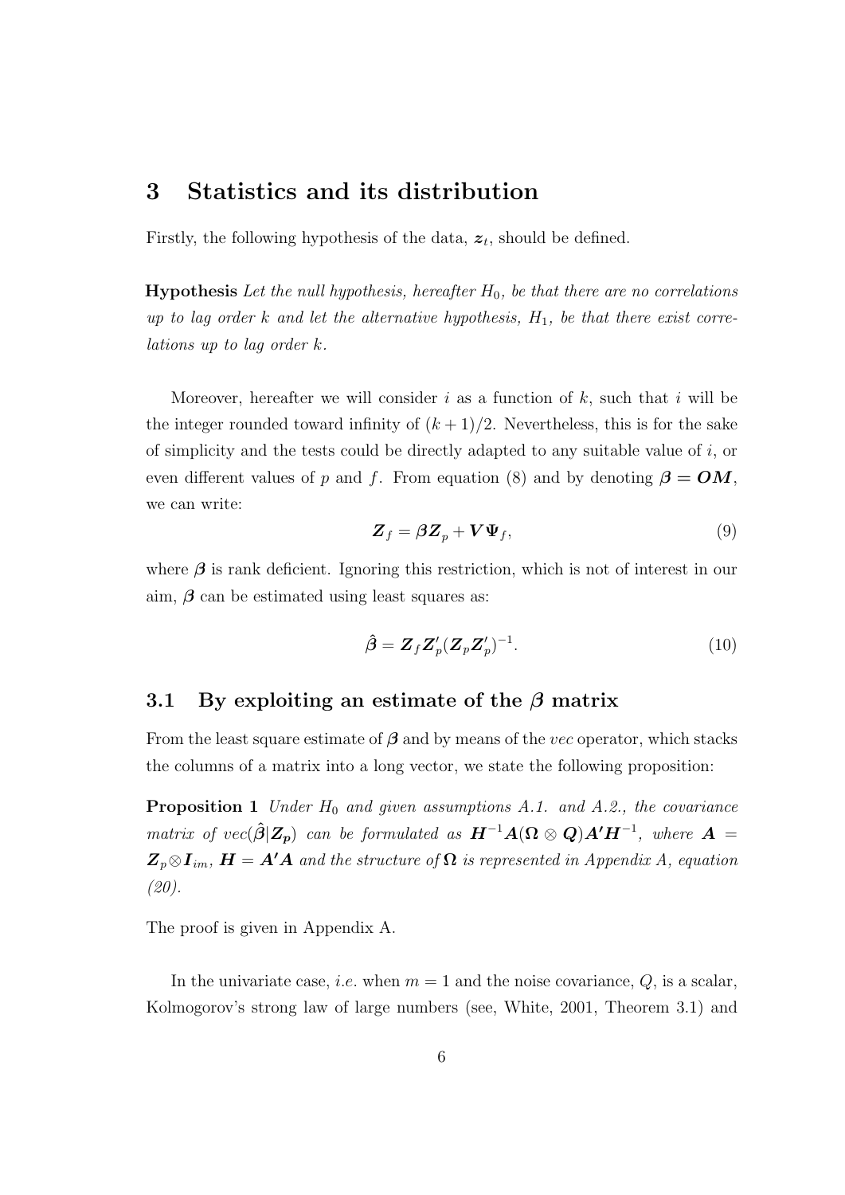# 3 Statistics and its distribution

Firstly, the following hypothesis of the data, $\boldsymbol{z}_t$, should be defined.

**Hypothesis** *Let the null hypothesis, hereafter $H_0$, be that there are no correlations up to lag order $k$ and let the alternative hypothesis, $H_1$, be that there exist correlations up to lag order $k$.*

Moreover, hereafter we will consider $i$ as a function of $k$, such that $i$ will be the integer rounded toward infinity of $(k+1)/2$. Nevertheless, this is for the sake of simplicity and the tests could be directly adapted to any suitable value of $i$, or even different values of $p$ and $f$. From equation (8) and by denoting $\boldsymbol{\beta} = \boldsymbol{OM}$, we can write:

$$\boldsymbol{Z}_f = \boldsymbol{\beta} \boldsymbol{Z}_p + \boldsymbol{V} \boldsymbol{\Psi}_f, \tag{9}$$

where $\boldsymbol{\beta}$ is rank deficient. Ignoring this restriction, which is not of interest in our aim, $\boldsymbol{\beta}$ can be estimated using least squares as:

$$\hat{\boldsymbol{\beta}} = \boldsymbol{Z}_f \boldsymbol{Z}_p' (\boldsymbol{Z}_p \boldsymbol{Z}_p')^{-1}. \tag{10}$$

## 3.1 By exploiting an estimate of the $\boldsymbol{\beta}$ matrix

From the least square estimate of $\boldsymbol{\beta}$ and by means of the *vec* operator, which stacks the columns of a matrix into a long vector, we state the following proposition:

**Proposition 1** *Under $H_0$ and given assumptions A.1. and A.2., the covariance matrix of $vec(\hat{\boldsymbol{\beta}}|\boldsymbol{Z_p})$ can be formulated as $\boldsymbol{H}^{-1}\boldsymbol{A}(\boldsymbol{\Omega} \otimes \boldsymbol{Q})\boldsymbol{A'}\boldsymbol{H}^{-1}$, where $\boldsymbol{A} = \boldsymbol{Z}_p \otimes \boldsymbol{I}_{im}$, $\boldsymbol{H} = \boldsymbol{A'A}$ and the structure of $\boldsymbol{\Omega}$ is represented in Appendix A, equation (20).*

The proof is given in Appendix A.

In the univariate case, *i.e.* when $m = 1$ and the noise covariance, $Q$, is a scalar, Kolmogorov's strong law of large numbers (see, White, 2001, Theorem 3.1) and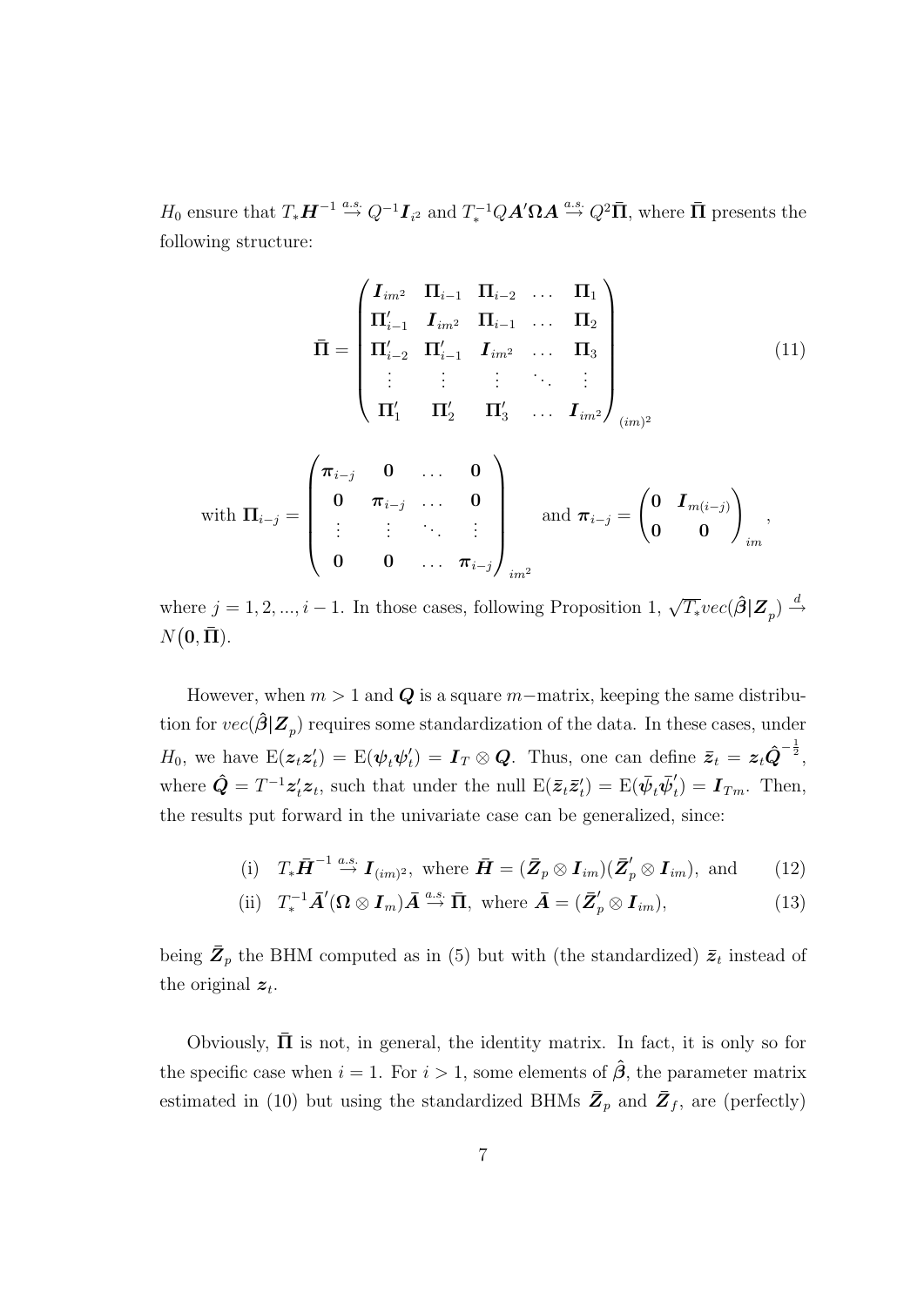$H_0$ ensure that $T_* \boldsymbol{H}^{-1} \overset{a.s.}{\rightarrow} Q^{-1}\boldsymbol{I}_{i^2}$ and $T_*^{-1} Q \boldsymbol{A}'\boldsymbol{\Omega}\boldsymbol{A} \overset{a.s.}{\rightarrow} Q^2\bar{\boldsymbol{\Pi}}$, where $\bar{\boldsymbol{\Pi}}$ presents the following structure:

$$\bar{\boldsymbol{\Pi}} = \begin{pmatrix} \boldsymbol{I}_{im^2} & \boldsymbol{\Pi}_{i-1} & \boldsymbol{\Pi}_{i-2} & \dots & \boldsymbol{\Pi}_1 \\ \boldsymbol{\Pi}'_{i-1} & \boldsymbol{I}_{im^2} & \boldsymbol{\Pi}_{i-1} & \dots & \boldsymbol{\Pi}_2 \\ \boldsymbol{\Pi}'_{i-2} & \boldsymbol{\Pi}'_{i-1} & \boldsymbol{I}_{im^2} & \dots & \boldsymbol{\Pi}_3 \\ \vdots & \vdots & \vdots & \ddots & \vdots \\ \boldsymbol{\Pi}'_1 & \boldsymbol{\Pi}'_2 & \boldsymbol{\Pi}'_3 & \dots & \boldsymbol{I}_{im^2} \end{pmatrix}_{(im)^2} \tag{11}$$

$$\text{with } \boldsymbol{\Pi}_{i-j} = \begin{pmatrix} \boldsymbol{\pi}_{i-j} & \mathbf{0} & \dots & \mathbf{0} \\ \mathbf{0} & \boldsymbol{\pi}_{i-j} & \dots & \mathbf{0} \\ \vdots & \vdots & \ddots & \vdots \\ \mathbf{0} & \mathbf{0} & \dots & \boldsymbol{\pi}_{i-j} \end{pmatrix}_{im^2} \quad \text{and } \boldsymbol{\pi}_{i-j} = \begin{pmatrix} \mathbf{0} & \boldsymbol{I}_{m(i-j)} \\ \mathbf{0} & \mathbf{0} \end{pmatrix}_{im},$$

where $j = 1, 2, ..., i-1$. In those cases, following Proposition 1, $\sqrt{T_*}vec(\hat{\boldsymbol{\beta}}|\boldsymbol{Z}_p) \overset{d}{\rightarrow} N(\mathbf{0}, \bar{\boldsymbol{\Pi}})$.

However, when $m > 1$ and $\boldsymbol{Q}$ is a square $m-$matrix, keeping the same distribution for $vec(\hat{\boldsymbol{\beta}}|\boldsymbol{Z}_p)$ requires some standardization of the data. In these cases, under $H_0$, we have $\mathrm{E}(\boldsymbol{z}_t\boldsymbol{z}'_t) = \mathrm{E}(\boldsymbol{\psi}_t\boldsymbol{\psi}'_t) = \boldsymbol{I}_T \otimes \boldsymbol{Q}$. Thus, one can define $\bar{\boldsymbol{z}}_t = \boldsymbol{z}_t\hat{\boldsymbol{Q}}^{-\frac{1}{2}}$, where $\hat{\boldsymbol{Q}} = T^{-1}\boldsymbol{z}'_t\boldsymbol{z}_t$, such that under the null $\mathrm{E}(\bar{\boldsymbol{z}}_t\bar{\boldsymbol{z}}'_t) = \mathrm{E}(\bar{\boldsymbol{\psi}}_t\bar{\boldsymbol{\psi}}'_t) = \boldsymbol{I}_{Tm}$. Then, the results put forward in the univariate case can be generalized, since:

$$\text{(i)} \quad T_*\bar{\boldsymbol{H}}^{-1} \overset{a.s.}{\rightarrow} \boldsymbol{I}_{(im)^2}, \text{ where } \bar{\boldsymbol{H}} = (\bar{\boldsymbol{Z}}_p \otimes \boldsymbol{I}_{im})(\bar{\boldsymbol{Z}}'_p \otimes \boldsymbol{I}_{im}), \text{ and} \tag{12}$$

$$\text{(ii)} \quad T_*^{-1}\bar{\boldsymbol{A}}'(\boldsymbol{\Omega} \otimes \boldsymbol{I}_m)\bar{\boldsymbol{A}} \overset{a.s.}{\rightarrow} \bar{\boldsymbol{\Pi}}, \text{ where } \bar{\boldsymbol{A}} = (\bar{\boldsymbol{Z}}'_p \otimes \boldsymbol{I}_{im}), \tag{13}$$

being $\bar{\boldsymbol{Z}}_p$ the BHM computed as in (5) but with (the standardized) $\bar{\boldsymbol{z}}_t$ instead of the original $\boldsymbol{z}_t$.

Obviously, $\bar{\boldsymbol{\Pi}}$ is not, in general, the identity matrix. In fact, it is only so for the specific case when $i = 1$. For $i > 1$, some elements of $\hat{\boldsymbol{\beta}}$, the parameter matrix estimated in (10) but using the standardized BHMs $\bar{\boldsymbol{Z}}_p$ and $\bar{\boldsymbol{Z}}_f$, are (perfectly)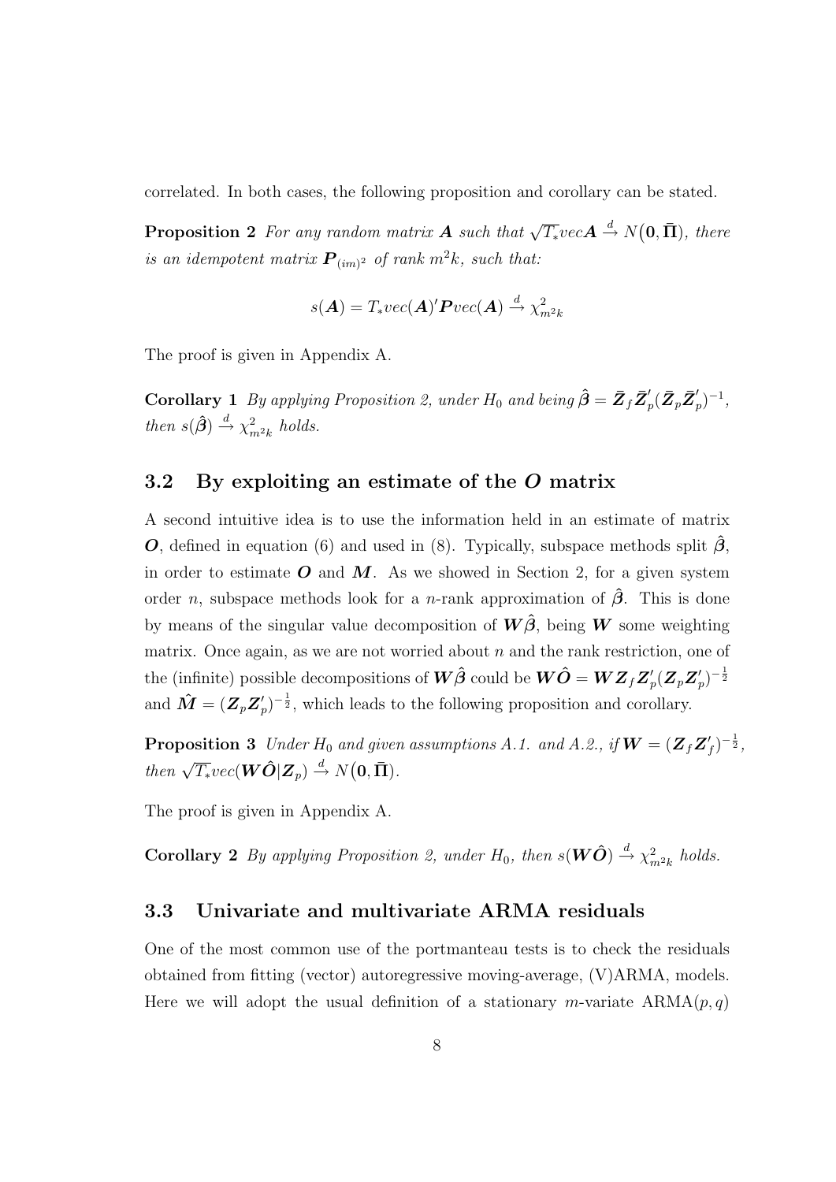correlated. In both cases, the following proposition and corollary can be stated.

**Proposition 2** *For any random matrix $\boldsymbol{A}$ such that $\sqrt{T_*}vec\boldsymbol{A} \xrightarrow{d} N(\boldsymbol{0}, \bar{\boldsymbol{\Pi}})$, there is an idempotent matrix $\boldsymbol{P}_{(im)^2}$ of rank $m^2k$, such that:*

$$s(\boldsymbol{A}) = T_* vec(\boldsymbol{A})'\boldsymbol{P}vec(\boldsymbol{A}) \xrightarrow{d} \chi^2_{m^2k}$$

The proof is given in Appendix A.

**Corollary 1** *By applying Proposition 2, under $H_0$ and being $\hat{\boldsymbol{\beta}} = \bar{\boldsymbol{Z}}_f\bar{\boldsymbol{Z}}_p'(\bar{\boldsymbol{Z}}_p\bar{\boldsymbol{Z}}_p')^{-1}$, then $s(\hat{\boldsymbol{\beta}}) \xrightarrow{d} \chi^2_{m^2k}$ holds.*

## 3.2 By exploiting an estimate of the $\boldsymbol{O}$ matrix

A second intuitive idea is to use the information held in an estimate of matrix $\boldsymbol{O}$, defined in equation (6) and used in (8). Typically, subspace methods split $\hat{\boldsymbol{\beta}}$, in order to estimate $\boldsymbol{O}$ and $\boldsymbol{M}$. As we showed in Section 2, for a given system order $n$, subspace methods look for a $n$-rank approximation of $\hat{\boldsymbol{\beta}}$. This is done by means of the singular value decomposition of $\boldsymbol{W}\hat{\boldsymbol{\beta}}$, being $\boldsymbol{W}$ some weighting matrix. Once again, as we are not worried about $n$ and the rank restriction, one of the (infinite) possible decompositions of $\boldsymbol{W}\hat{\boldsymbol{\beta}}$ could be $\boldsymbol{W}\hat{\boldsymbol{O}} = \boldsymbol{W}\boldsymbol{Z}_f\boldsymbol{Z}_p'(\boldsymbol{Z}_p\boldsymbol{Z}_p')^{-\frac{1}{2}}$ and $\hat{\boldsymbol{M}} = (\boldsymbol{Z}_p\boldsymbol{Z}_p')^{-\frac{1}{2}}$, which leads to the following proposition and corollary.

**Proposition 3** *Under $H_0$ and given assumptions A.1. and A.2., if $\boldsymbol{W} = (\boldsymbol{Z}_f\boldsymbol{Z}_f')^{-\frac{1}{2}}$, then $\sqrt{T_*}vec(\boldsymbol{W}\hat{\boldsymbol{O}}|\boldsymbol{Z}_p) \xrightarrow{d} N(\boldsymbol{0}, \bar{\boldsymbol{\Pi}})$.*

The proof is given in Appendix A.

**Corollary 2** *By applying Proposition 2, under $H_0$, then $s(\boldsymbol{W}\hat{\boldsymbol{O}}) \xrightarrow{d} \chi^2_{m^2k}$ holds.*

## 3.3 Univariate and multivariate ARMA residuals

One of the most common use of the portmanteau tests is to check the residuals obtained from fitting (vector) autoregressive moving-average, (V)ARMA, models. Here we will adopt the usual definition of a stationary $m$-variate ARMA$(p, q)$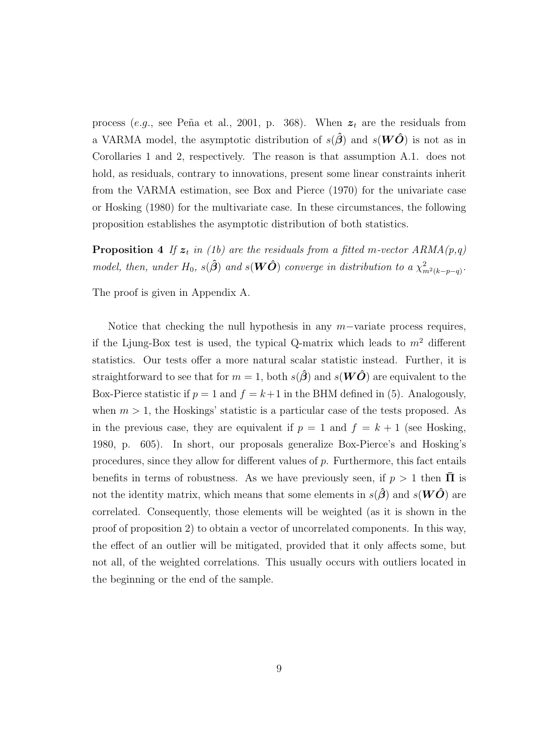process (*e.g.*, see Peña et al., 2001, p. 368). When $\boldsymbol{z}_t$ are the residuals from a VARMA model, the asymptotic distribution of $s(\hat{\boldsymbol{\beta}})$ and $s(\boldsymbol{W}\hat{\boldsymbol{O}})$ is not as in Corollaries 1 and 2, respectively. The reason is that assumption A.1. does not hold, as residuals, contrary to innovations, present some linear constraints inherit from the VARMA estimation, see Box and Pierce (1970) for the univariate case or Hosking (1980) for the multivariate case. In these circumstances, the following proposition establishes the asymptotic distribution of both statistics.

**Proposition 4** *If $\boldsymbol{z}_t$ in (1b) are the residuals from a fitted m-vector ARMA(p,q) model, then, under $H_0$, $s(\hat{\boldsymbol{\beta}})$ and $s(\boldsymbol{W}\hat{\boldsymbol{O}})$ converge in distribution to a $\chi^2_{m^2(k-p-q)}$.*

The proof is given in Appendix A.

Notice that checking the null hypothesis in any $m-$variate process requires, if the Ljung-Box test is used, the typical Q-matrix which leads to $m^2$ different statistics. Our tests offer a more natural scalar statistic instead. Further, it is straightforward to see that for $m = 1$, both $s(\hat{\boldsymbol{\beta}})$ and $s(\boldsymbol{W}\hat{\boldsymbol{O}})$ are equivalent to the Box-Pierce statistic if $p = 1$ and $f = k+1$ in the BHM defined in (5). Analogously, when $m > 1$, the Hoskings' statistic is a particular case of the tests proposed. As in the previous case, they are equivalent if $p = 1$ and $f = k + 1$ (see Hosking, 1980, p. 605). In short, our proposals generalize Box-Pierce's and Hosking's procedures, since they allow for different values of $p$. Furthermore, this fact entails benefits in terms of robustness. As we have previously seen, if $p > 1$ then $\bar{\boldsymbol{\Pi}}$ is not the identity matrix, which means that some elements in $s(\hat{\boldsymbol{\beta}})$ and $s(\boldsymbol{W}\hat{\boldsymbol{O}})$ are correlated. Consequently, those elements will be weighted (as it is shown in the proof of proposition 2) to obtain a vector of uncorrelated components. In this way, the effect of an outlier will be mitigated, provided that it only affects some, but not all, of the weighted correlations. This usually occurs with outliers located in the beginning or the end of the sample.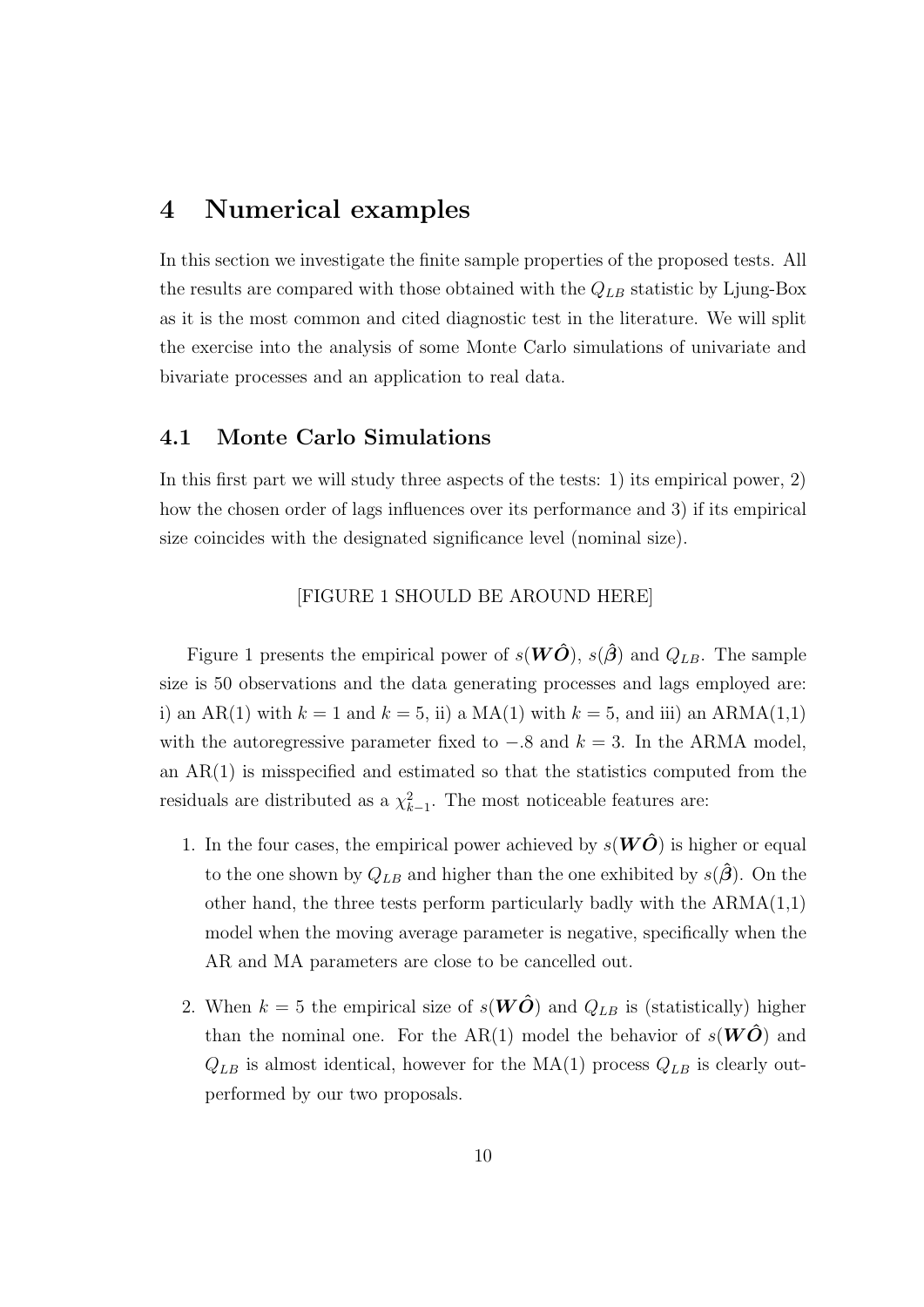## 4 Numerical examples

In this section we investigate the finite sample properties of the proposed tests. All the results are compared with those obtained with the $Q_{LB}$ statistic by Ljung-Box as it is the most common and cited diagnostic test in the literature. We will split the exercise into the analysis of some Monte Carlo simulations of univariate and bivariate processes and an application to real data.

### 4.1 Monte Carlo Simulations

In this first part we will study three aspects of the tests: 1) its empirical power, 2) how the chosen order of lags influences over its performance and 3) if its empirical size coincides with the designated significance level (nominal size).

[FIGURE 1 SHOULD BE AROUND HERE]

Figure 1 presents the empirical power of $s(\boldsymbol{W}\hat{\boldsymbol{O}})$, $s(\hat{\boldsymbol{\beta}})$ and $Q_{LB}$. The sample size is 50 observations and the data generating processes and lags employed are: i) an AR(1) with $k = 1$ and $k = 5$, ii) a MA(1) with $k = 5$, and iii) an ARMA(1,1) with the autoregressive parameter fixed to $-.8$ and $k = 3$. In the ARMA model, an AR(1) is misspecified and estimated so that the statistics computed from the residuals are distributed as a $\chi^2_{k-1}$. The most noticeable features are:

1. In the four cases, the empirical power achieved by $s(\boldsymbol{W}\hat{\boldsymbol{O}})$ is higher or equal to the one shown by $Q_{LB}$ and higher than the one exhibited by $s(\hat{\boldsymbol{\beta}})$. On the other hand, the three tests perform particularly badly with the ARMA(1,1) model when the moving average parameter is negative, specifically when the AR and MA parameters are close to be cancelled out.

2. When $k = 5$ the empirical size of $s(\boldsymbol{W}\hat{\boldsymbol{O}})$ and $Q_{LB}$ is (statistically) higher than the nominal one. For the AR(1) model the behavior of $s(\boldsymbol{W}\hat{\boldsymbol{O}})$ and $Q_{LB}$ is almost identical, however for the MA(1) process $Q_{LB}$ is clearly outperformed by our two proposals.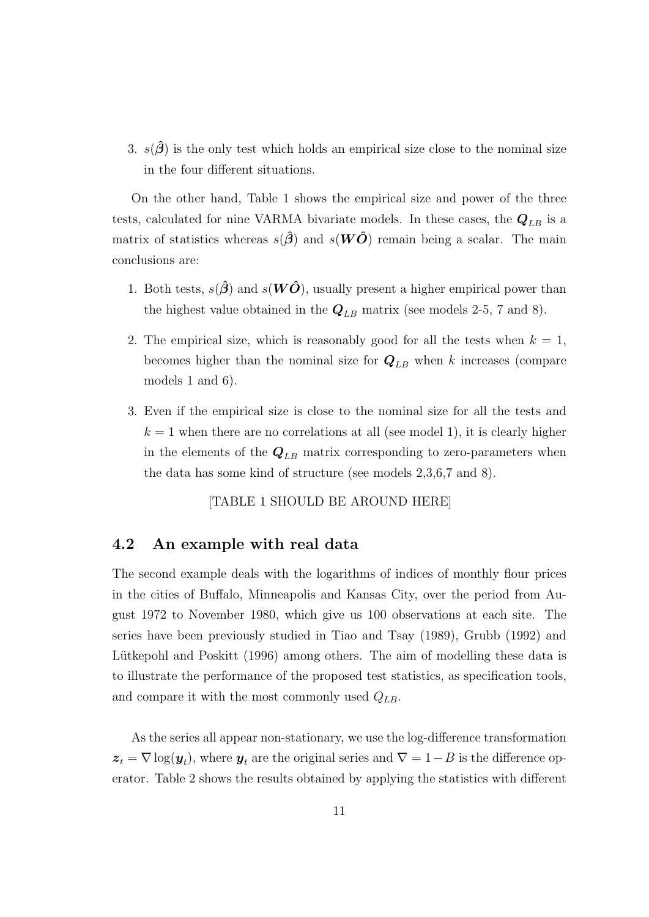3. $s(\hat{\boldsymbol{\beta}})$ is the only test which holds an empirical size close to the nominal size in the four different situations.

On the other hand, Table 1 shows the empirical size and power of the three tests, calculated for nine VARMA bivariate models. In these cases, the $\boldsymbol{Q}_{LB}$ is a matrix of statistics whereas $s(\hat{\boldsymbol{\beta}})$ and $s(\boldsymbol{W}\hat{\boldsymbol{O}})$ remain being a scalar. The main conclusions are:

1. Both tests, $s(\hat{\boldsymbol{\beta}})$ and $s(\boldsymbol{W}\hat{\boldsymbol{O}})$, usually present a higher empirical power than the highest value obtained in the $\boldsymbol{Q}_{LB}$ matrix (see models 2-5, 7 and 8).

2. The empirical size, which is reasonably good for all the tests when $k = 1$, becomes higher than the nominal size for $\boldsymbol{Q}_{LB}$ when $k$ increases (compare models 1 and 6).

3. Even if the empirical size is close to the nominal size for all the tests and $k = 1$ when there are no correlations at all (see model 1), it is clearly higher in the elements of the $\boldsymbol{Q}_{LB}$ matrix corresponding to zero-parameters when the data has some kind of structure (see models 2,3,6,7 and 8).

[TABLE 1 SHOULD BE AROUND HERE]

## 4.2 An example with real data

The second example deals with the logarithms of indices of monthly flour prices in the cities of Buffalo, Minneapolis and Kansas City, over the period from August 1972 to November 1980, which give us 100 observations at each site. The series have been previously studied in Tiao and Tsay (1989), Grubb (1992) and Lütkepohl and Poskitt (1996) among others. The aim of modelling these data is to illustrate the performance of the proposed test statistics, as specification tools, and compare it with the most commonly used $Q_{LB}$.

As the series all appear non-stationary, we use the log-difference transformation $\boldsymbol{z}_t = \nabla \log(\boldsymbol{y}_t)$, where $\boldsymbol{y}_t$ are the original series and $\nabla = 1 - B$ is the difference operator. Table 2 shows the results obtained by applying the statistics with different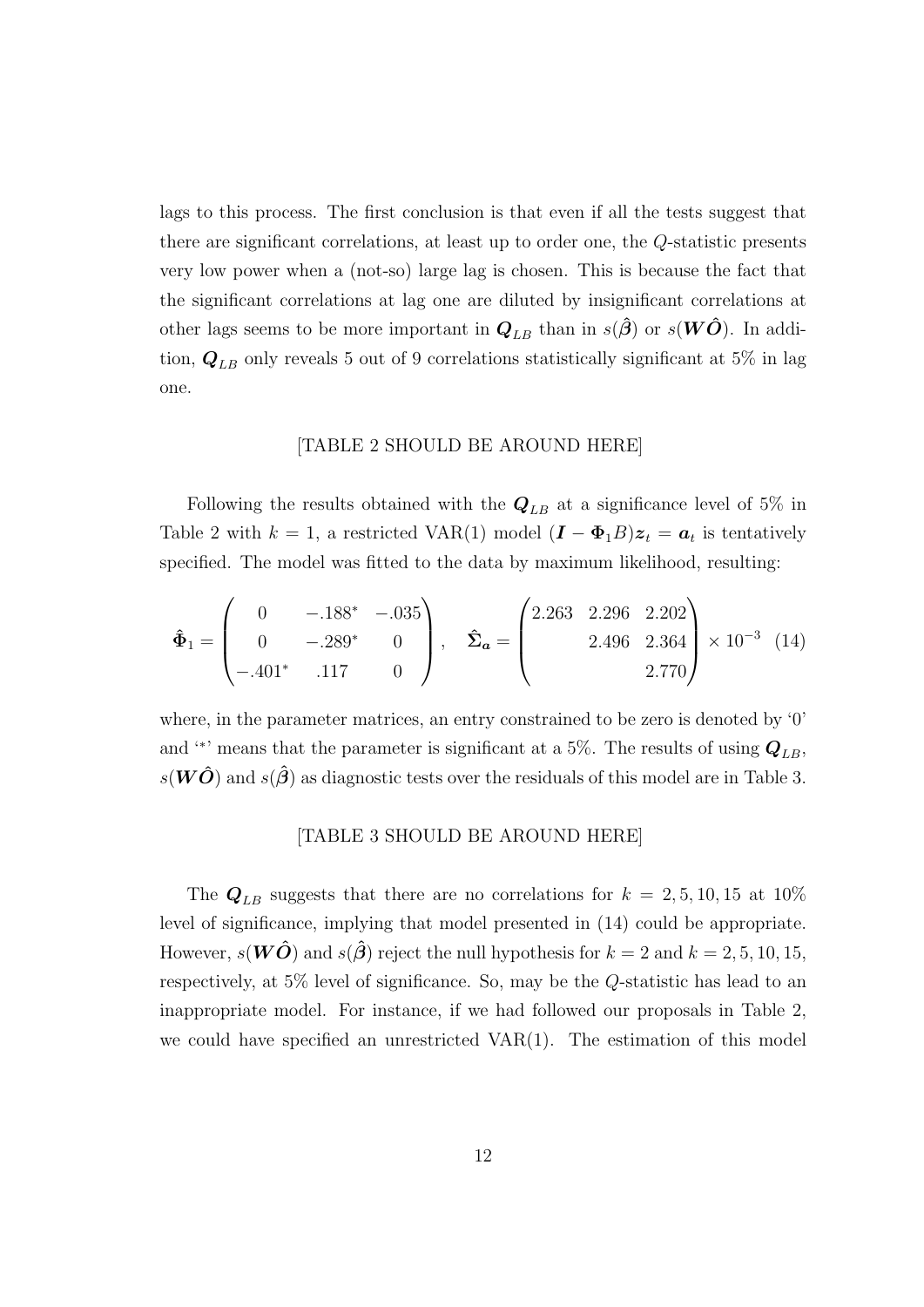lags to this process. The first conclusion is that even if all the tests suggest that there are significant correlations, at least up to order one, the $Q$-statistic presents very low power when a (not-so) large lag is chosen. This is because the fact that the significant correlations at lag one are diluted by insignificant correlations at other lags seems to be more important in $\boldsymbol{Q}_{LB}$ than in $s(\hat{\boldsymbol{\beta}})$ or $s(\boldsymbol{W}\hat{\boldsymbol{O}})$. In addition, $\boldsymbol{Q}_{LB}$ only reveals 5 out of 9 correlations statistically significant at 5% in lag one.

[TABLE 2 SHOULD BE AROUND HERE]

Following the results obtained with the $\boldsymbol{Q}_{LB}$ at a significance level of 5% in Table 2 with $k = 1$, a restricted VAR(1) model $(\boldsymbol{I} - \boldsymbol{\Phi}_1 B)\boldsymbol{z}_t = \boldsymbol{a}_t$ is tentatively specified. The model was fitted to the data by maximum likelihood, resulting:

$$\hat{\boldsymbol{\Phi}}_1 = \begin{pmatrix} 0 & -.188^* & -.035 \\ 0 & -.289^* & 0 \\ -.401^* & .117 & 0 \end{pmatrix}, \quad \hat{\boldsymbol{\Sigma}}_{\boldsymbol{a}} = \begin{pmatrix} 2.263 & 2.296 & 2.202 \\ & 2.496 & 2.364 \\ & & 2.770 \end{pmatrix} \times 10^{-3} \quad (14)$$

where, in the parameter matrices, an entry constrained to be zero is denoted by '0' and '$^*$' means that the parameter is significant at a 5%. The results of using $\boldsymbol{Q}_{LB}$, $s(\boldsymbol{W}\hat{\boldsymbol{O}})$ and $s(\hat{\boldsymbol{\beta}})$ as diagnostic tests over the residuals of this model are in Table 3.

[TABLE 3 SHOULD BE AROUND HERE]

The $\boldsymbol{Q}_{LB}$ suggests that there are no correlations for $k = 2, 5, 10, 15$ at 10% level of significance, implying that model presented in (14) could be appropriate. However, $s(\boldsymbol{W}\hat{\boldsymbol{O}})$ and $s(\hat{\boldsymbol{\beta}})$ reject the null hypothesis for $k = 2$ and $k = 2, 5, 10, 15$, respectively, at 5% level of significance. So, may be the $Q$-statistic has lead to an inappropriate model. For instance, if we had followed our proposals in Table 2, we could have specified an unrestricted VAR(1). The estimation of this model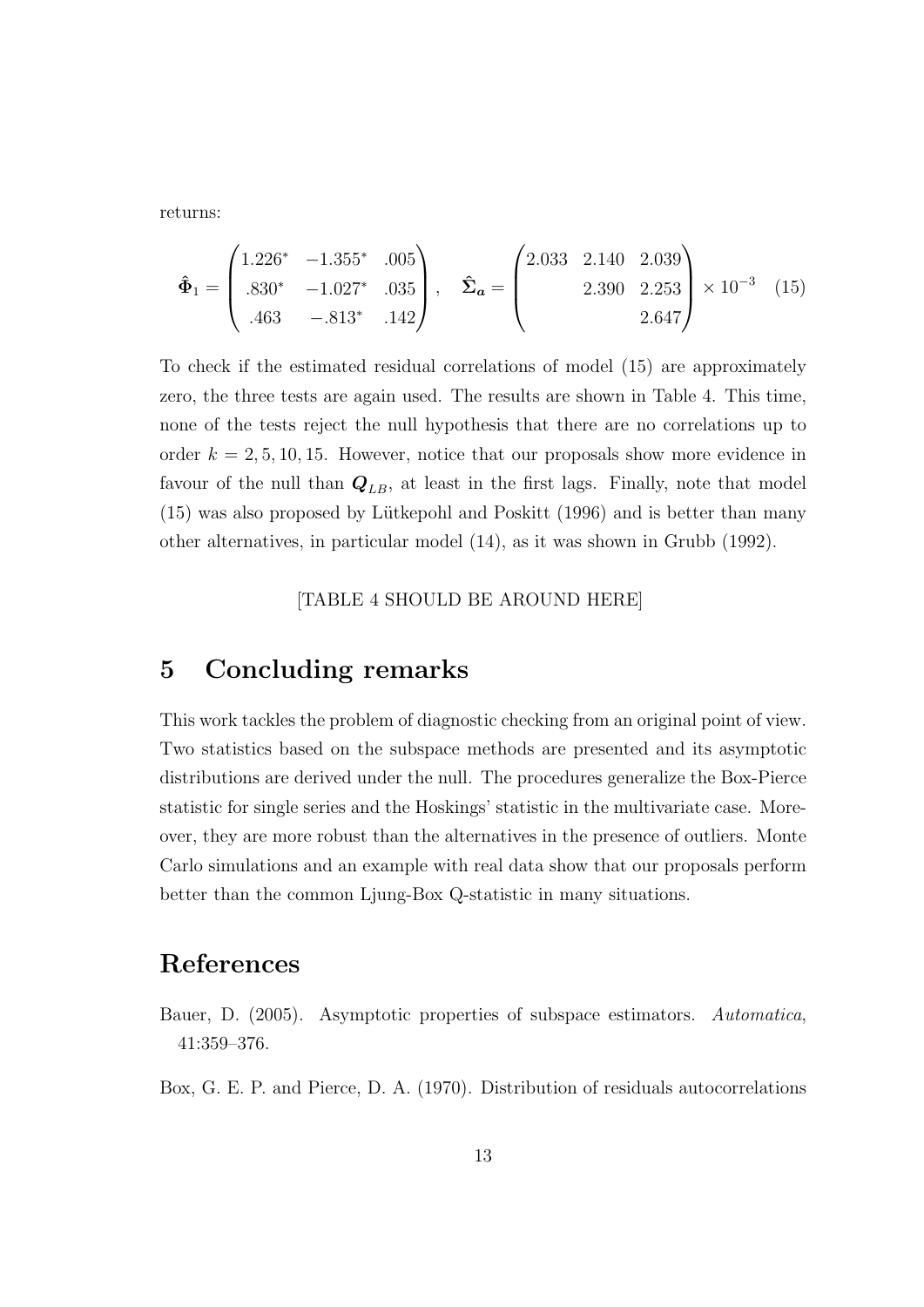returns:

$$\hat{\mathbf{\Phi}}_1 = \begin{pmatrix} 1.226^* & -1.355^* & .005 \\ .830^* & -1.027^* & .035 \\ .463 & -.813^* & .142 \end{pmatrix}, \quad \hat{\mathbf{\Sigma}}_{\boldsymbol{a}} = \begin{pmatrix} 2.033 & 2.140 & 2.039 \\ & 2.390 & 2.253 \\ & & 2.647 \end{pmatrix} \times 10^{-3} \quad (15)$$

To check if the estimated residual correlations of model (15) are approximately zero, the three tests are again used. The results are shown in Table 4. This time, none of the tests reject the null hypothesis that there are no correlations up to order $k = 2, 5, 10, 15$. However, notice that our proposals show more evidence in favour of the null than $\boldsymbol{Q}_{LB}$, at least in the first lags. Finally, note that model (15) was also proposed by Lütkepohl and Poskitt (1996) and is better than many other alternatives, in particular model (14), as it was shown in Grubb (1992).

[TABLE 4 SHOULD BE AROUND HERE]

# 5 Concluding remarks

This work tackles the problem of diagnostic checking from an original point of view. Two statistics based on the subspace methods are presented and its asymptotic distributions are derived under the null. The procedures generalize the Box-Pierce statistic for single series and the Hoskings' statistic in the multivariate case. Moreover, they are more robust than the alternatives in the presence of outliers. Monte Carlo simulations and an example with real data show that our proposals perform better than the common Ljung-Box Q-statistic in many situations.

# References

Bauer, D. (2005). Asymptotic properties of subspace estimators. *Automatica*, 41:359–376.

Box, G. E. P. and Pierce, D. A. (1970). Distribution of residuals autocorrelations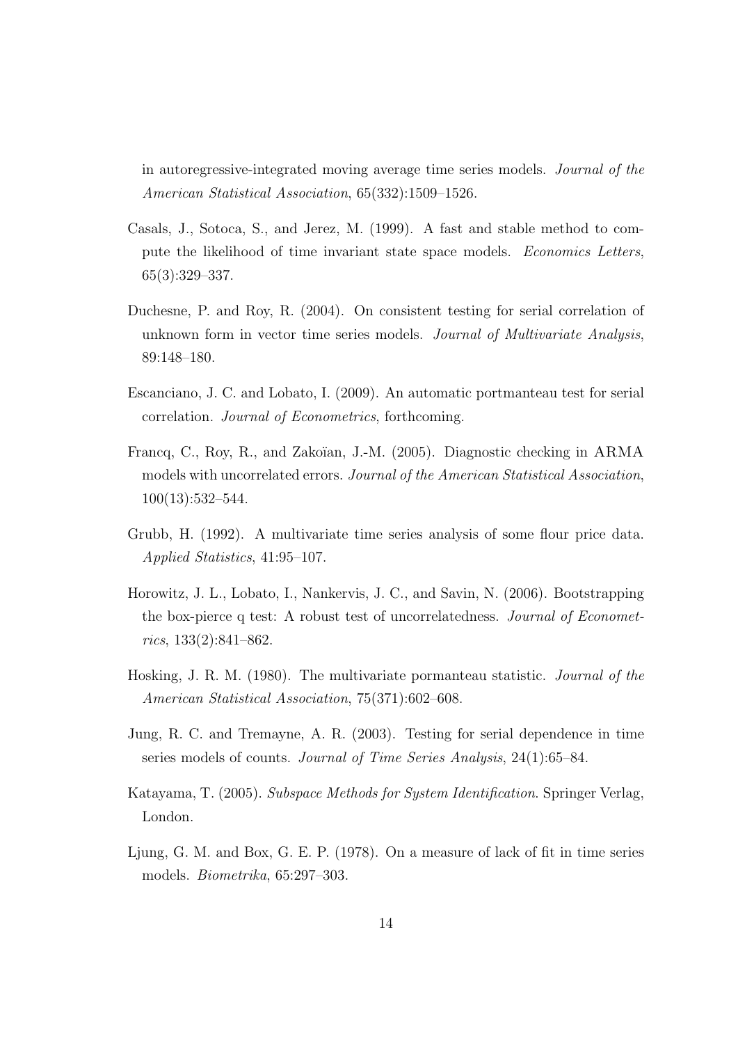in autoregressive-integrated moving average time series models. *Journal of the American Statistical Association*, 65(332):1509–1526.

Casals, J., Sotoca, S., and Jerez, M. (1999). A fast and stable method to compute the likelihood of time invariant state space models. *Economics Letters*, 65(3):329–337.

Duchesne, P. and Roy, R. (2004). On consistent testing for serial correlation of unknown form in vector time series models. *Journal of Multivariate Analysis*, 89:148–180.

Escanciano, J. C. and Lobato, I. (2009). An automatic portmanteau test for serial correlation. *Journal of Econometrics*, forthcoming.

Francq, C., Roy, R., and Zakoïan, J.-M. (2005). Diagnostic checking in ARMA models with uncorrelated errors. *Journal of the American Statistical Association*, 100(13):532–544.

Grubb, H. (1992). A multivariate time series analysis of some flour price data. *Applied Statistics*, 41:95–107.

Horowitz, J. L., Lobato, I., Nankervis, J. C., and Savin, N. (2006). Bootstrapping the box-pierce q test: A robust test of uncorrelatedness. *Journal of Econometrics*, 133(2):841–862.

Hosking, J. R. M. (1980). The multivariate pormanteau statistic. *Journal of the American Statistical Association*, 75(371):602–608.

Jung, R. C. and Tremayne, A. R. (2003). Testing for serial dependence in time series models of counts. *Journal of Time Series Analysis*, 24(1):65–84.

Katayama, T. (2005). *Subspace Methods for System Identification*. Springer Verlag, London.

Ljung, G. M. and Box, G. E. P. (1978). On a measure of lack of fit in time series models. *Biometrika*, 65:297–303.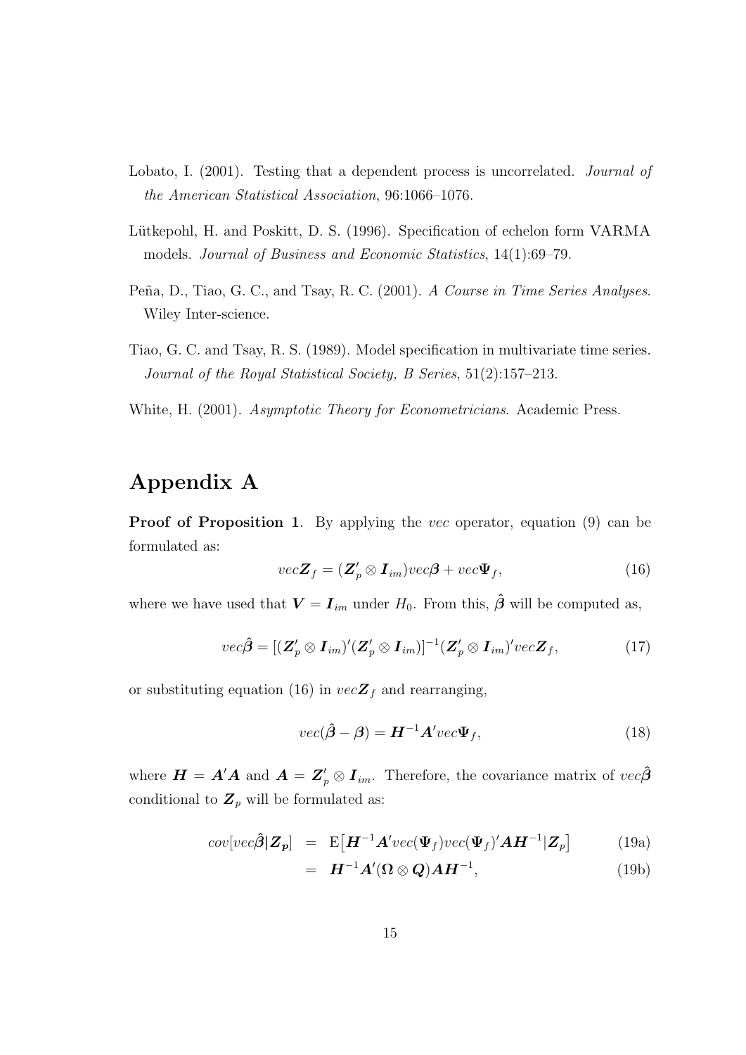Lobato, I. (2001). Testing that a dependent process is uncorrelated. *Journal of the American Statistical Association*, 96:1066–1076.

Lütkepohl, H. and Poskitt, D. S. (1996). Specification of echelon form VARMA models. *Journal of Business and Economic Statistics*, 14(1):69–79.

Peña, D., Tiao, G. C., and Tsay, R. C. (2001). *A Course in Time Series Analyses*. Wiley Inter-science.

Tiao, G. C. and Tsay, R. S. (1989). Model specification in multivariate time series. *Journal of the Royal Statistical Society, B Series*, 51(2):157–213.

White, H. (2001). *Asymptotic Theory for Econometricians*. Academic Press.

# Appendix A

**Proof of Proposition 1**. By applying the *vec* operator, equation (9) can be formulated as:

$$vec\boldsymbol{Z}_f = (\boldsymbol{Z}_p' \otimes \boldsymbol{I}_{im})vec\boldsymbol{\beta} + vec\boldsymbol{\Psi}_f, \tag{16}$$

where we have used that $\boldsymbol{V} = \boldsymbol{I}_{im}$ under $H_0$. From this, $\hat{\boldsymbol{\beta}}$ will be computed as,

$$vec\hat{\boldsymbol{\beta}} = [(\boldsymbol{Z}_p' \otimes \boldsymbol{I}_{im})'(\boldsymbol{Z}_p' \otimes \boldsymbol{I}_{im})]^{-1}(\boldsymbol{Z}_p' \otimes \boldsymbol{I}_{im})'vec\boldsymbol{Z}_f, \tag{17}$$

or substituting equation (16) in $vec\boldsymbol{Z}_f$ and rearranging,

$$vec(\hat{\boldsymbol{\beta}} - \boldsymbol{\beta}) = \boldsymbol{H}^{-1}\boldsymbol{A}'vec\boldsymbol{\Psi}_f, \tag{18}$$

where $\boldsymbol{H} = \boldsymbol{A}'\boldsymbol{A}$ and $\boldsymbol{A} = \boldsymbol{Z}_p' \otimes \boldsymbol{I}_{im}$. Therefore, the covariance matrix of $vec\hat{\boldsymbol{\beta}}$ conditional to $\boldsymbol{Z}_p$ will be formulated as:

$$\begin{aligned} cov[vec\hat{\boldsymbol{\beta}}|\boldsymbol{Z_p}] &= \mathrm{E}\big[\boldsymbol{H}^{-1}\boldsymbol{A}'vec(\boldsymbol{\Psi}_f)vec(\boldsymbol{\Psi}_f)'\boldsymbol{A}\boldsymbol{H}^{-1}|\boldsymbol{Z}_p\big] && \text{(19a)} \\ &= \boldsymbol{H}^{-1}\boldsymbol{A}'(\boldsymbol{\Omega} \otimes \boldsymbol{Q})\boldsymbol{A}\boldsymbol{H}^{-1}, && \text{(19b)} \end{aligned}$$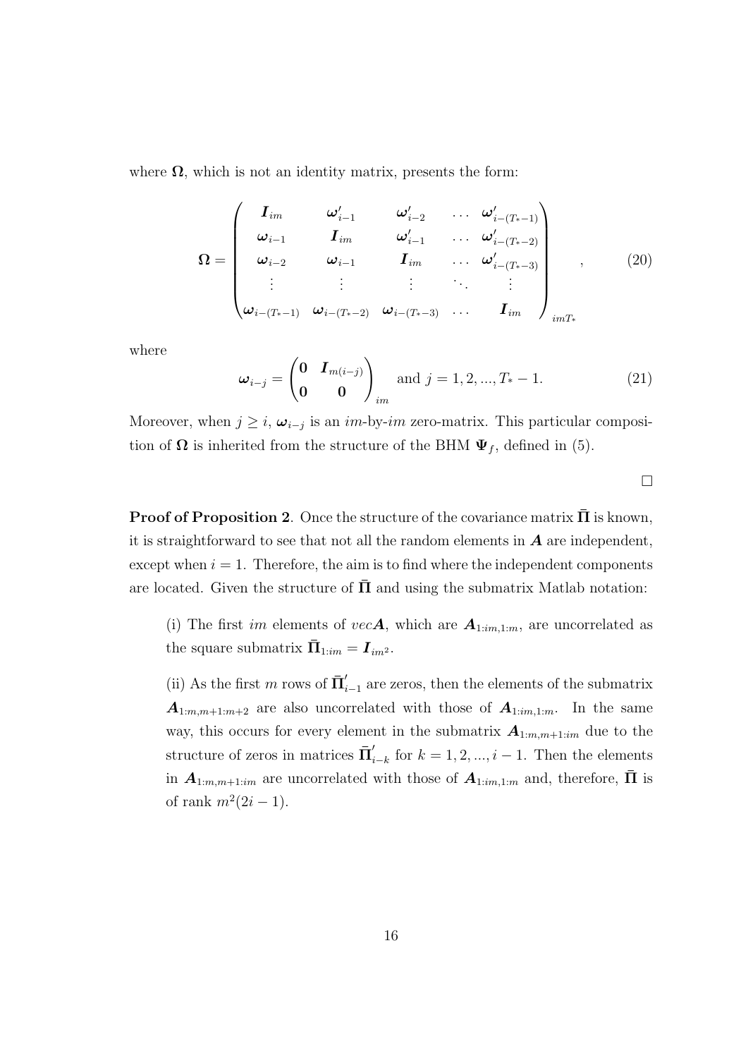where $\boldsymbol{\Omega}$, which is not an identity matrix, presents the form:

$$
\boldsymbol{\Omega} = \begin{pmatrix} \boldsymbol{I}_{im} & \boldsymbol{\omega}'_{i-1} & \boldsymbol{\omega}'_{i-2} & \dots & \boldsymbol{\omega}'_{i-(T_*-1)} \\ \boldsymbol{\omega}_{i-1} & \boldsymbol{I}_{im} & \boldsymbol{\omega}'_{i-1} & \dots & \boldsymbol{\omega}'_{i-(T_*-2)} \\ \boldsymbol{\omega}_{i-2} & \boldsymbol{\omega}_{i-1} & \boldsymbol{I}_{im} & \dots & \boldsymbol{\omega}'_{i-(T_*-3)} \\ \vdots & \vdots & \vdots & \ddots & \vdots \\ \boldsymbol{\omega}_{i-(T_*-1)} & \boldsymbol{\omega}_{i-(T_*-2)} & \boldsymbol{\omega}_{i-(T_*-3)} & \dots & \boldsymbol{I}_{im} \end{pmatrix}_{imT_*}, \tag{20}
$$

where

$$
\boldsymbol{\omega}_{i-j} = \begin{pmatrix} \boldsymbol{0} & \boldsymbol{I}_{m(i-j)} \\ \boldsymbol{0} & \boldsymbol{0} \end{pmatrix}_{im} \text{ and } j = 1, 2, ..., T_* - 1. \tag{21}
$$

Moreover, when $j \geq i$, $\boldsymbol{\omega}_{i-j}$ is an $im$-by-$im$ zero-matrix. This particular composition of $\boldsymbol{\Omega}$ is inherited from the structure of the BHM $\boldsymbol{\Psi}_f$, defined in (5).

□

**Proof of Proposition 2**. Once the structure of the covariance matrix $\bar{\boldsymbol{\Pi}}$ is known, it is straightforward to see that not all the random elements in $\boldsymbol{A}$ are independent, except when $i = 1$. Therefore, the aim is to find where the independent components are located. Given the structure of $\bar{\boldsymbol{\Pi}}$ and using the submatrix Matlab notation:

(i) The first $im$ elements of $vec\boldsymbol{A}$, which are $\boldsymbol{A}_{1:im,1:m}$, are uncorrelated as the square submatrix $\bar{\boldsymbol{\Pi}}_{1:im} = \boldsymbol{I}_{im^2}$.

(ii) As the first $m$ rows of $\bar{\boldsymbol{\Pi}}'_{i-1}$ are zeros, then the elements of the submatrix $\boldsymbol{A}_{1:m,m+1:m+2}$ are also uncorrelated with those of $\boldsymbol{A}_{1:im,1:m}$. In the same way, this occurs for every element in the submatrix $\boldsymbol{A}_{1:m,m+1:im}$ due to the structure of zeros in matrices $\bar{\boldsymbol{\Pi}}'_{i-k}$ for $k = 1, 2, ..., i-1$. Then the elements in $\boldsymbol{A}_{1:m,m+1:im}$ are uncorrelated with those of $\boldsymbol{A}_{1:im,1:m}$ and, therefore, $\bar{\boldsymbol{\Pi}}$ is of rank $m^2(2i-1)$.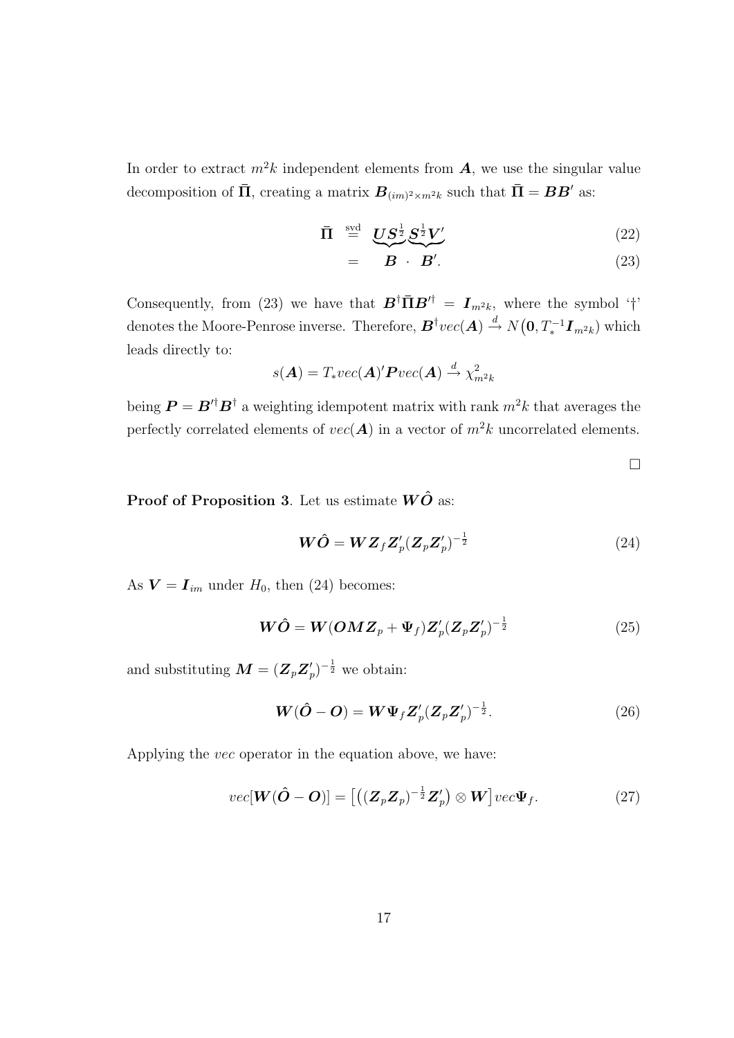In order to extract $m^2k$ independent elements from $\boldsymbol{A}$, we use the singular value decomposition of $\bar{\boldsymbol{\Pi}}$, creating a matrix $\boldsymbol{B}_{(im)^2 \times m^2k}$ such that $\bar{\boldsymbol{\Pi}} = \boldsymbol{B}\boldsymbol{B}'$ as:

$$
\begin{aligned}
\bar{\boldsymbol{\Pi}} &\overset{\text{svd}}{=} \underbrace{\boldsymbol{U}\boldsymbol{S}^{\frac{1}{2}}}\underbrace{\boldsymbol{S}^{\frac{1}{2}}\boldsymbol{V}'} && (22)\\
&= \quad \boldsymbol{B} \;\cdot\; \boldsymbol{B}'. && (23)
\end{aligned}
$$

Consequently, from (23) we have that $\boldsymbol{B}^{\dagger}\bar{\boldsymbol{\Pi}}\boldsymbol{B}'^{\dagger} = \boldsymbol{I}_{m^2k}$, where the symbol '†' denotes the Moore-Penrose inverse. Therefore, $\boldsymbol{B}^{\dagger}vec(\boldsymbol{A}) \xrightarrow{d} N\big(\boldsymbol{0}, T_*^{-1}\boldsymbol{I}_{m^2k}\big)$ which leads directly to:

$$
s(\boldsymbol{A}) = T_* vec(\boldsymbol{A})'\boldsymbol{P}vec(\boldsymbol{A}) \xrightarrow{d} \chi^2_{m^2k}
$$

being $\boldsymbol{P} = \boldsymbol{B}'^{\dagger}\boldsymbol{B}^{\dagger}$ a weighting idempotent matrix with rank $m^2k$ that averages the perfectly correlated elements of $vec(\boldsymbol{A})$ in a vector of $m^2k$ uncorrelated elements.

□

**Proof of Proposition 3**. Let us estimate $\boldsymbol{W}\hat{\boldsymbol{O}}$ as:

$$
\boldsymbol{W}\hat{\boldsymbol{O}} = \boldsymbol{W}\boldsymbol{Z}_f\boldsymbol{Z}_p'(\boldsymbol{Z}_p\boldsymbol{Z}_p')^{-\frac{1}{2}} \tag{24}
$$

As $\boldsymbol{V} = \boldsymbol{I}_{im}$ under $H_0$, then (24) becomes:

$$
\boldsymbol{W}\hat{\boldsymbol{O}} = \boldsymbol{W}(\boldsymbol{O}\boldsymbol{M}\boldsymbol{Z}_p + \boldsymbol{\Psi}_f)\boldsymbol{Z}_p'(\boldsymbol{Z}_p\boldsymbol{Z}_p')^{-\frac{1}{2}} \tag{25}
$$

and substituting $\boldsymbol{M} = (\boldsymbol{Z}_p\boldsymbol{Z}_p')^{-\frac{1}{2}}$ we obtain:

$$
\boldsymbol{W}(\hat{\boldsymbol{O}} - \boldsymbol{O}) = \boldsymbol{W}\boldsymbol{\Psi}_f\boldsymbol{Z}_p'(\boldsymbol{Z}_p\boldsymbol{Z}_p')^{-\frac{1}{2}}. \tag{26}
$$

Applying the *vec* operator in the equation above, we have:

$$
vec[\boldsymbol{W}(\hat{\boldsymbol{O}} - \boldsymbol{O})] = \big[\big((\boldsymbol{Z}_p\boldsymbol{Z}_p)^{-\frac{1}{2}}\boldsymbol{Z}_p'\big) \otimes \boldsymbol{W}\big]vec\boldsymbol{\Psi}_f. \tag{27}
$$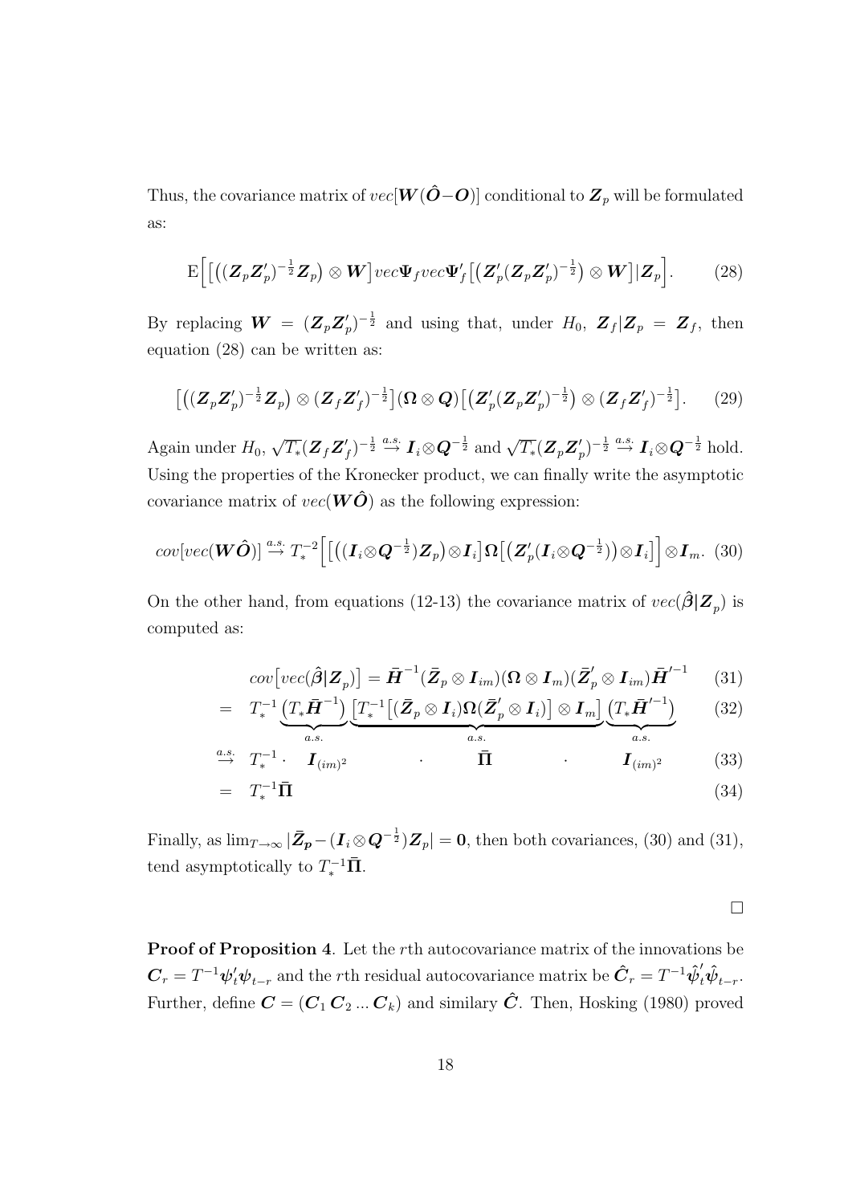Thus, the covariance matrix of $vec[\boldsymbol{W}(\hat{\boldsymbol{O}}-\boldsymbol{O})]$ conditional to $\boldsymbol{Z}_p$ will be formulated as:

$$\mathrm{E}\Big[\big[\big((\boldsymbol{Z}_p\boldsymbol{Z}_p')^{-\frac{1}{2}}\boldsymbol{Z}_p\big)\otimes\boldsymbol{W}\big]vec\boldsymbol{\Psi}_f vec\boldsymbol{\Psi}_f'\big[\big(\boldsymbol{Z}_p'(\boldsymbol{Z}_p\boldsymbol{Z}_p')^{-\frac{1}{2}}\big)\otimes\boldsymbol{W}\big]|\boldsymbol{Z}_p\Big]. \tag{28}$$

By replacing $\boldsymbol{W}=(\boldsymbol{Z}_p\boldsymbol{Z}_p')^{-\frac{1}{2}}$ and using that, under $H_0$, $\boldsymbol{Z}_f|\boldsymbol{Z}_p=\boldsymbol{Z}_f$, then equation (28) can be written as:

$$\big[\big((\boldsymbol{Z}_p\boldsymbol{Z}_p')^{-\frac{1}{2}}\boldsymbol{Z}_p\big)\otimes(\boldsymbol{Z}_f\boldsymbol{Z}_f')^{-\frac{1}{2}}\big](\boldsymbol{\Omega}\otimes\boldsymbol{Q})\big[\big(\boldsymbol{Z}_p'(\boldsymbol{Z}_p\boldsymbol{Z}_p')^{-\frac{1}{2}}\big)\otimes(\boldsymbol{Z}_f\boldsymbol{Z}_f')^{-\frac{1}{2}}\big]. \tag{29}$$

Again under $H_0$, $\sqrt{T_*}(\boldsymbol{Z}_f\boldsymbol{Z}_f')^{-\frac{1}{2}}\overset{a.s.}{\to}\boldsymbol{I}_i\otimes\boldsymbol{Q}^{-\frac{1}{2}}$ and $\sqrt{T_*}(\boldsymbol{Z}_p\boldsymbol{Z}_p')^{-\frac{1}{2}}\overset{a.s.}{\to}\boldsymbol{I}_i\otimes\boldsymbol{Q}^{-\frac{1}{2}}$ hold. Using the properties of the Kronecker product, we can finally write the asymptotic covariance matrix of $vec(\boldsymbol{W}\hat{\boldsymbol{O}})$ as the following expression:

$$cov[vec(\boldsymbol{W}\hat{\boldsymbol{O}})]\overset{a.s.}{\to}T_*^{-2}\Big[\big[\big((\boldsymbol{I}_i\otimes\boldsymbol{Q}^{-\frac{1}{2}})\boldsymbol{Z}_p\big)\otimes\boldsymbol{I}_i\big]\boldsymbol{\Omega}\big[\big(\boldsymbol{Z}_p'(\boldsymbol{I}_i\otimes\boldsymbol{Q}^{-\frac{1}{2}})\big)\otimes\boldsymbol{I}_i\big]\Big]\otimes\boldsymbol{I}_m. \tag{30}$$

On the other hand, from equations (12-13) the covariance matrix of $vec(\hat{\boldsymbol{\beta}}|\boldsymbol{Z}_p)$ is computed as:

$$
\begin{aligned}
& cov\big[vec(\hat{\boldsymbol{\beta}}|\boldsymbol{Z}_p)\big]=\bar{\boldsymbol{H}}^{-1}(\bar{\boldsymbol{Z}}_p\otimes\boldsymbol{I}_{im})(\boldsymbol{\Omega}\otimes\boldsymbol{I}_m)(\bar{\boldsymbol{Z}}_p'\otimes\boldsymbol{I}_{im})\bar{\boldsymbol{H}}'^{-1} && (31)\\
=\; & T_*^{-1}\underbrace{\big(T_*\bar{\boldsymbol{H}}^{-1}\big)}_{a.s.}\underbrace{\big[T_*^{-1}\big[(\bar{\boldsymbol{Z}}_p\otimes\boldsymbol{I}_i)\boldsymbol{\Omega}(\bar{\boldsymbol{Z}}_p'\otimes\boldsymbol{I}_i)\big]\otimes\boldsymbol{I}_m\big]}_{a.s.}\underbrace{\big(T_*\bar{\boldsymbol{H}}'^{-1}\big)}_{a.s.} && (32)\\
\overset{a.s.}{\to}\; & T_*^{-1}\cdot\quad\boldsymbol{I}_{(im)^2}\quad\cdot\quad\bar{\boldsymbol{\Pi}}\quad\cdot\quad\boldsymbol{I}_{(im)^2} && (33)\\
=\; & T_*^{-1}\bar{\boldsymbol{\Pi}} && (34)
\end{aligned}
$$

Finally, as $\lim_{T\to\infty}|\bar{\boldsymbol{Z}}_{\boldsymbol{p}}-(\boldsymbol{I}_i\otimes\boldsymbol{Q}^{-\frac{1}{2}})\boldsymbol{Z}_p|=\boldsymbol{0}$, then both covariances, (30) and (31), tend asymptotically to $T_*^{-1}\bar{\boldsymbol{\Pi}}$.

□

**Proof of Proposition 4**. Let the $r$th autocovariance matrix of the innovations be $\boldsymbol{C}_r=T^{-1}\boldsymbol{\psi}_t'\boldsymbol{\psi}_{t-r}$ and the $r$th residual autocovariance matrix be $\hat{\boldsymbol{C}}_r=T^{-1}\hat{\boldsymbol{\psi}}_t'\hat{\boldsymbol{\psi}}_{t-r}$. Further, define $\boldsymbol{C}=(\boldsymbol{C}_1\,\boldsymbol{C}_2\,...\,\boldsymbol{C}_k)$ and similary $\hat{\boldsymbol{C}}$. Then, Hosking (1980) proved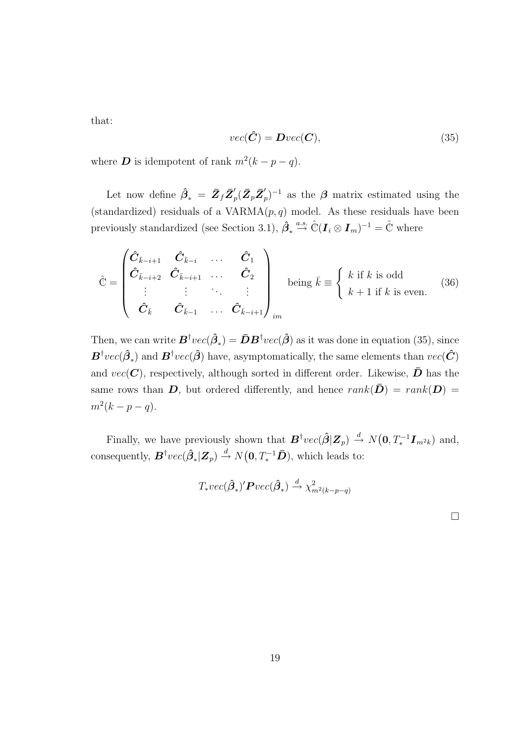that:

$$vec(\hat{\boldsymbol{C}}) = \boldsymbol{D} vec(\boldsymbol{C}), \tag{35}$$

where $\boldsymbol{D}$ is idempotent of rank $m^2(k-p-q)$.

Let now define $\hat{\boldsymbol{\beta}}_* = \bar{\boldsymbol{Z}}_f \bar{\boldsymbol{Z}}_p' (\bar{\boldsymbol{Z}}_p \bar{\boldsymbol{Z}}_p')^{-1}$ as the $\boldsymbol{\beta}$ matrix estimated using the (standardized) residuals of a VARMA$(p,q)$ model. As these residuals have been previously standardized (see Section 3.1), $\hat{\boldsymbol{\beta}}_* \overset{a.s.}{\to} \hat{\mathbb{C}}(\boldsymbol{I}_i \otimes \boldsymbol{I}_m)^{-1} = \hat{\mathbb{C}}$ where

$$\hat{\mathbb{C}} = \begin{pmatrix} \hat{\boldsymbol{C}}_{\bar{k}-i+1} & \hat{\boldsymbol{C}}_{\bar{k}-i} & \dots & \hat{\boldsymbol{C}}_1 \\ \hat{\boldsymbol{C}}_{\bar{k}-i+2} & \hat{\boldsymbol{C}}_{\bar{k}-i+1} & \dots & \hat{\boldsymbol{C}}_2 \\ \vdots & \vdots & \ddots & \vdots \\ \hat{\boldsymbol{C}}_{\bar{k}} & \hat{\boldsymbol{C}}_{\bar{k}-1} & \dots & \hat{\boldsymbol{C}}_{\bar{k}-i+1} \end{pmatrix}_{im} \quad \text{being } \bar{k} \equiv \begin{cases} k \text{ if } k \text{ is odd} \\ k+1 \text{ if } k \text{ is even.} \end{cases} \tag{36}$$

Then, we can write $\boldsymbol{B}^{\dagger} vec(\hat{\boldsymbol{\beta}}_*) = \bar{\boldsymbol{D}} \boldsymbol{B}^{\dagger} vec(\hat{\boldsymbol{\beta}})$ as it was done in equation (35), since $\boldsymbol{B}^{\dagger} vec(\hat{\boldsymbol{\beta}}_*)$ and $\boldsymbol{B}^{\dagger} vec(\hat{\boldsymbol{\beta}})$ have, asymptomatically, the same elements than $vec(\hat{\boldsymbol{C}})$ and $vec(\boldsymbol{C})$, respectively, although sorted in different order. Likewise, $\bar{\boldsymbol{D}}$ has the same rows than $\boldsymbol{D}$, but ordered differently, and hence $rank(\bar{\boldsymbol{D}}) = rank(\boldsymbol{D}) = m^2(k-p-q)$.

Finally, we have previously shown that $\boldsymbol{B}^{\dagger} vec(\hat{\boldsymbol{\beta}} | \boldsymbol{Z}_p) \overset{d}{\to} N(\boldsymbol{0}, T_*^{-1} \boldsymbol{I}_{m^2k})$ and, consequently, $\boldsymbol{B}^{\dagger} vec(\hat{\boldsymbol{\beta}}_* | \boldsymbol{Z}_p) \overset{d}{\to} N(\boldsymbol{0}, T_*^{-1} \bar{\boldsymbol{D}})$, which leads to:

$$T_* vec(\hat{\boldsymbol{\beta}}_*)' \boldsymbol{P} vec(\hat{\boldsymbol{\beta}}_*) \overset{d}{\to} \chi^2_{m^2(k-p-q)}$$

□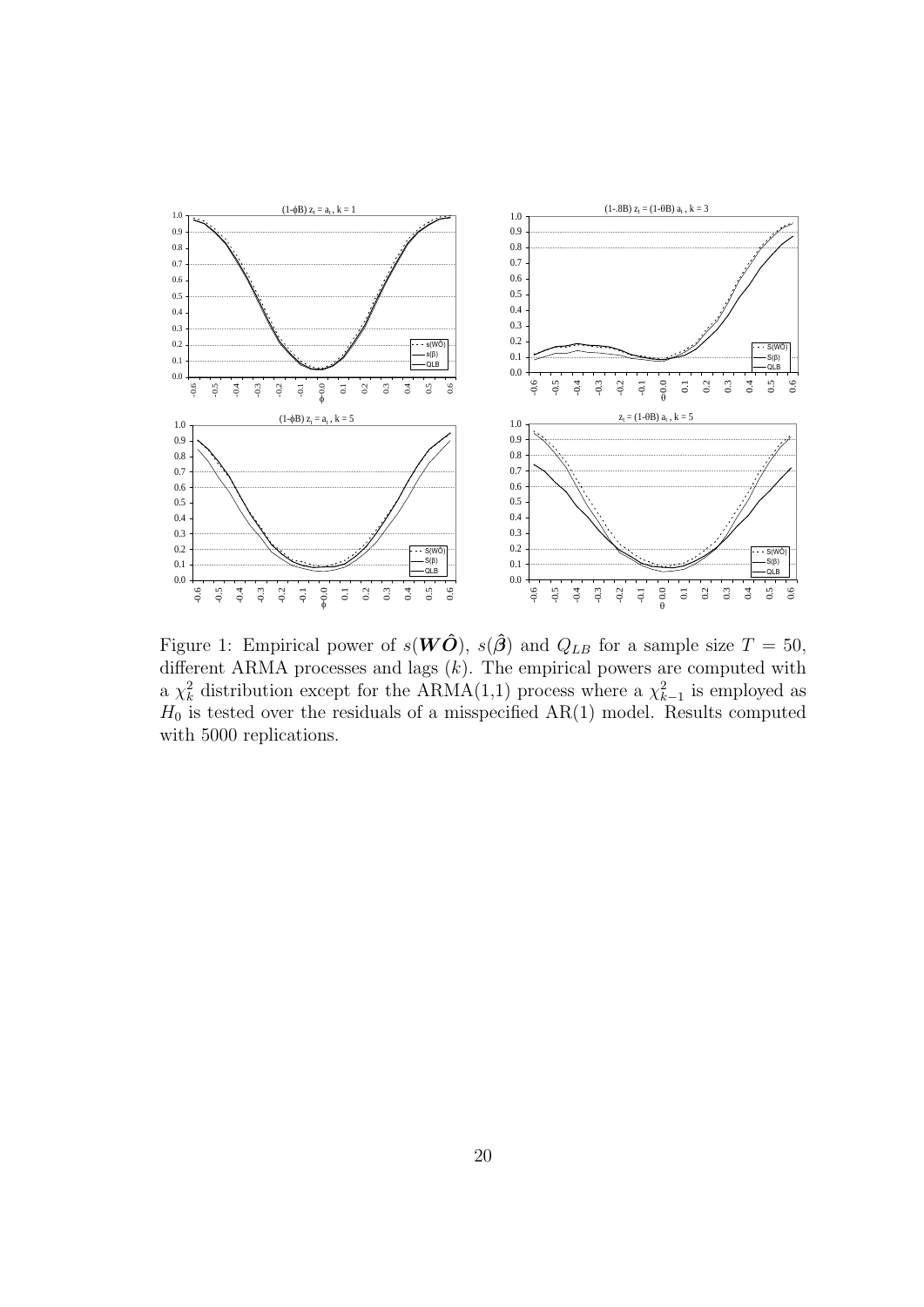Figure 1: Empirical power of $s(\boldsymbol{W}\hat{\boldsymbol{O}})$, $s(\hat{\boldsymbol{\beta}})$ and $Q_{LB}$ for a sample size $T = 50$, different ARMA processes and lags ($k$). The empirical powers are computed with a $\chi^2_k$ distribution except for the ARMA(1,1) process where a $\chi^2_{k-1}$ is employed as $H_0$ is tested over the residuals of a misspecified AR(1) model. Results computed with 5000 replications.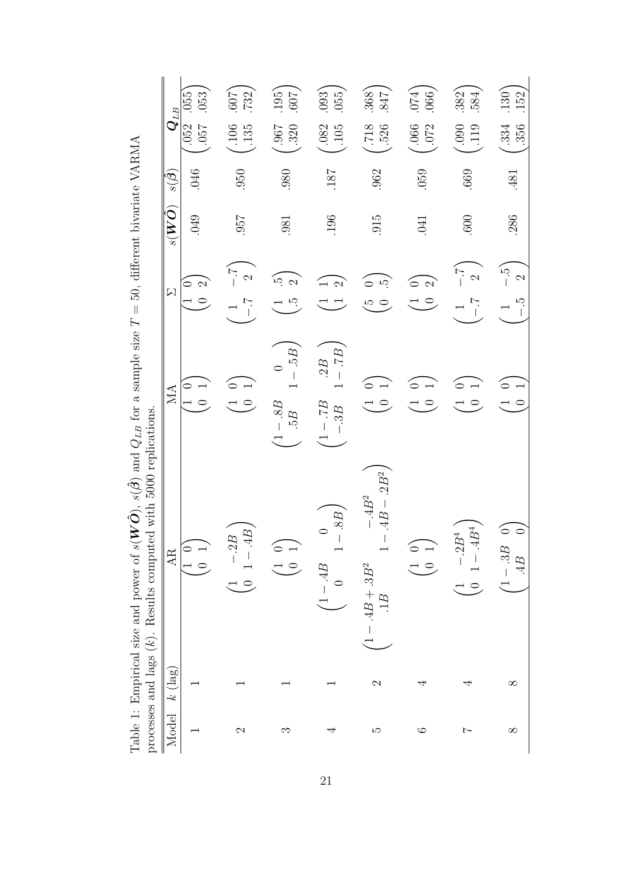Table 1: Empirical size and power of $s(\boldsymbol{W}\hat{\boldsymbol{O}})$, $s(\hat{\boldsymbol{\beta}})$ and $Q_{LB}$ for a sample size $T=50$, different bivariate VARMA processes and lags ($k$). Results computed with 5000 replications.

| Model | $k$ (lag) | AR | MA | $\Sigma$ | $s(\boldsymbol{W}\hat{\boldsymbol{O}})$ | $s(\hat{\boldsymbol{\beta}})$ | $\boldsymbol{Q}_{LB}$ |
|---|---|---|---|---|---|---|---|
| 1 | 1 | $\begin{pmatrix} 1 & 0 \\ 0 & 1 \end{pmatrix}$ | $\begin{pmatrix} 1 & 0 \\ 0 & 1 \end{pmatrix}$ | $\begin{pmatrix} 1 & 0 \\ 0 & 2 \end{pmatrix}$ | .049 | .046 | $\begin{pmatrix} .052 & .055 \\ .057 & .053 \end{pmatrix}$ |
| 2 | 1 | $\begin{pmatrix} 1 & -.2B \\ 0 & 1-.4B \end{pmatrix}$ | $\begin{pmatrix} 1 & 0 \\ 0 & 1 \end{pmatrix}$ | $\begin{pmatrix} 1 & -.7 \\ -.7 & 2 \end{pmatrix}$ | .957 | .950 | $\begin{pmatrix} .106 & .607 \\ .135 & .732 \end{pmatrix}$ |
| 3 | 1 | $\begin{pmatrix} 1 & 0 \\ 0 & 1 \end{pmatrix}$ | $\begin{pmatrix} 1-.8B & 0 \\ .5B & 1-.5B \end{pmatrix}$ | $\begin{pmatrix} 1 & .5 \\ .5 & 2 \end{pmatrix}$ | .981 | .980 | $\begin{pmatrix} .967 & .195 \\ .320 & .607 \end{pmatrix}$ |
| 4 | 1 | $\begin{pmatrix} 1-.4B & 0 \\ 0 & 1-.8B \end{pmatrix}$ | $\begin{pmatrix} 1-.7B & .2B \\ -.3B & 1-.7B \end{pmatrix}$ | $\begin{pmatrix} 1 & 1 \\ 1 & 2 \end{pmatrix}$ | .196 | .187 | $\begin{pmatrix} .082 & .093 \\ .105 & .055 \end{pmatrix}$ |
| 5 | 2 | $\begin{pmatrix} 1-.4B+.3B^2 & -.4B^2 \\ .1B & 1-.4B-.2B^2 \end{pmatrix}$ | $\begin{pmatrix} 1 & 0 \\ 0 & 1 \end{pmatrix}$ | $\begin{pmatrix} 5 & 0 \\ 0 & .5 \end{pmatrix}$ | .915 | .962 | $\begin{pmatrix} .718 & .368 \\ .526 & .847 \end{pmatrix}$ |
| 6 | 4 | $\begin{pmatrix} 1 & 0 \\ 0 & 1 \end{pmatrix}$ | $\begin{pmatrix} 1 & 0 \\ 0 & 1 \end{pmatrix}$ | $\begin{pmatrix} 1 & 0 \\ 0 & 2 \end{pmatrix}$ | .041 | .059 | $\begin{pmatrix} .066 & .074 \\ .072 & .066 \end{pmatrix}$ |
| 7 | 4 | $\begin{pmatrix} 1 & -.2B^4 \\ 0 & 1-.4B^4 \end{pmatrix}$ | $\begin{pmatrix} 1 & 0 \\ 0 & 1 \end{pmatrix}$ | $\begin{pmatrix} 1 & -.7 \\ -.7 & 2 \end{pmatrix}$ | .600 | .669 | $\begin{pmatrix} .090 & .382 \\ .119 & .584 \end{pmatrix}$ |
| 8 | 8 | $\begin{pmatrix} 1-.3B & 0 \\ .4B & 0 \end{pmatrix}$ | $\begin{pmatrix} 1 & 0 \\ 0 & 1 \end{pmatrix}$ | $\begin{pmatrix} 1 & -.5 \\ -.5 & 2 \end{pmatrix}$ | .286 | .481 | $\begin{pmatrix} .334 & .130 \\ .356 & .152 \end{pmatrix}$ |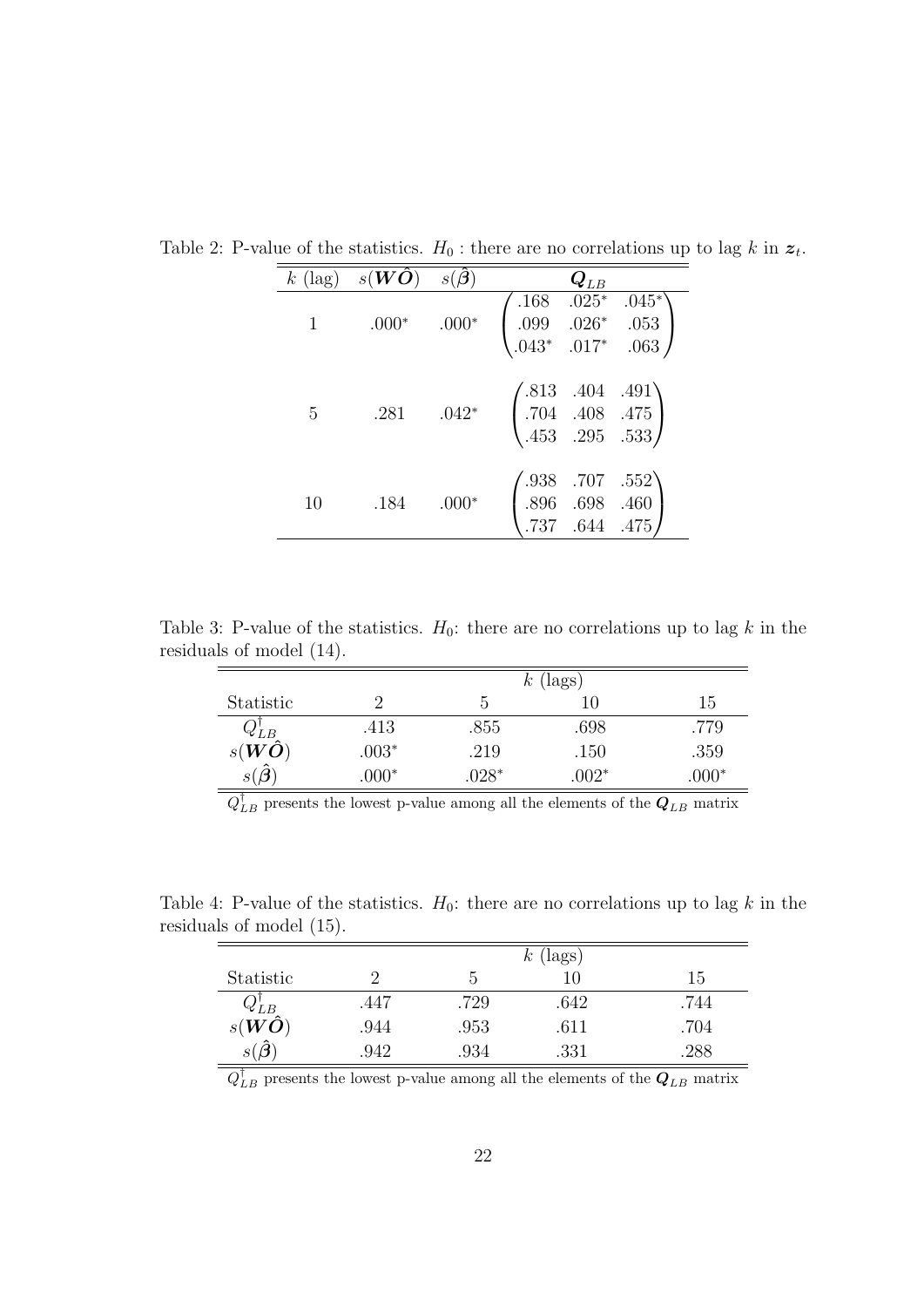Table 2: P-value of the statistics. $H_0$ : there are no correlations up to lag $k$ in $\boldsymbol{z}_t$.

| $k$ (lag) | $s(\boldsymbol{W}\hat{\boldsymbol{O}})$ | $s(\hat{\boldsymbol{\beta}})$ | $\boldsymbol{Q}_{LB}$ |
|---|---|---|---|
| 1 | $.000^*$ | $.000^*$ | $\begin{pmatrix} .168 & .025^* & .045^* \\ .099 & .026^* & .053 \\ .043^* & .017^* & .063 \end{pmatrix}$ |
| 5 | .281 | $.042^*$ | $\begin{pmatrix} .813 & .404 & .491 \\ .704 & .408 & .475 \\ .453 & .295 & .533 \end{pmatrix}$ |
| 10 | .184 | $.000^*$ | $\begin{pmatrix} .938 & .707 & .552 \\ .896 & .698 & .460 \\ .737 & .644 & .475 \end{pmatrix}$ |

Table 3: P-value of the statistics. $H_0$: there are no correlations up to lag $k$ in the residuals of model (14).

| | $k$ (lags) | | | |
|---|---|---|---|---|
| Statistic | 2 | 5 | 10 | 15 |
| $Q^{\dagger}_{LB}$ | .413 | .855 | .698 | .779 |
| $s(\boldsymbol{W}\hat{\boldsymbol{O}})$ | $.003^*$ | .219 | .150 | .359 |
| $s(\hat{\boldsymbol{\beta}})$ | $.000^*$ | $.028^*$ | $.002^*$ | $.000^*$ |

$Q^{\dagger}_{LB}$ presents the lowest p-value among all the elements of the $\boldsymbol{Q}_{LB}$ matrix

Table 4: P-value of the statistics. $H_0$: there are no correlations up to lag $k$ in the residuals of model (15).

| | $k$ (lags) | | | |
|---|---|---|---|---|
| Statistic | 2 | 5 | 10 | 15 |
| $Q^{\dagger}_{LB}$ | .447 | .729 | .642 | .744 |
| $s(\boldsymbol{W}\hat{\boldsymbol{O}})$ | .944 | .953 | .611 | .704 |
| $s(\hat{\boldsymbol{\beta}})$ | .942 | .934 | .331 | .288 |

$Q^{\dagger}_{LB}$ presents the lowest p-value among all the elements of the $\boldsymbol{Q}_{LB}$ matrix